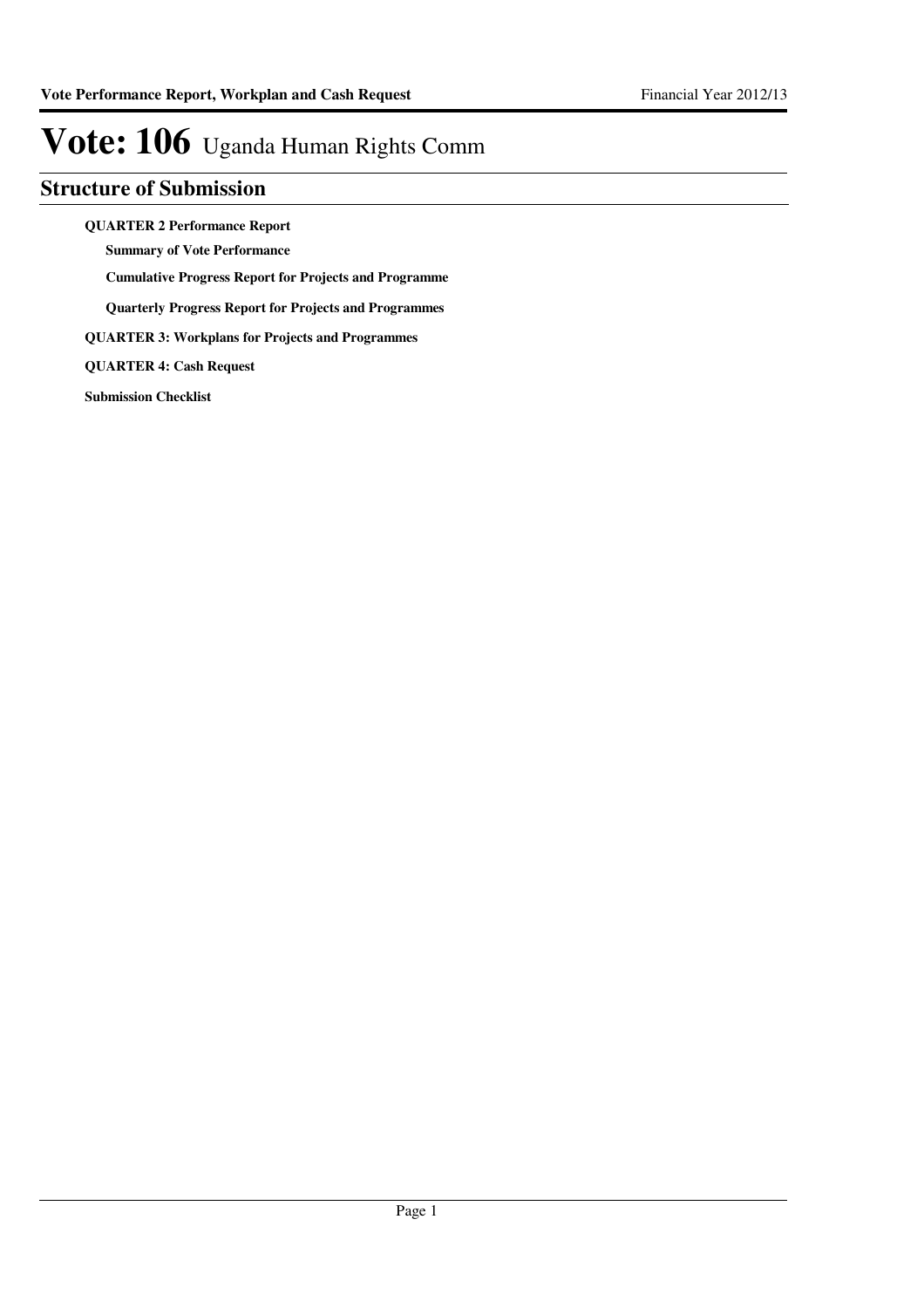# Vote: 106 Uganda Human Rights Comm

## Structure of Submission

**QUARTER 2 Performance Report**

- **Summary of Vote Performance**
- **Cumulative Progress Report for Projects and Programme**
- **Quarterly Progress Report for Projects and Programmes**

**QUARTER 3: Workplans for Projects and Programmes**

**QUARTER 4: Cash Request**

**Submission Checklist**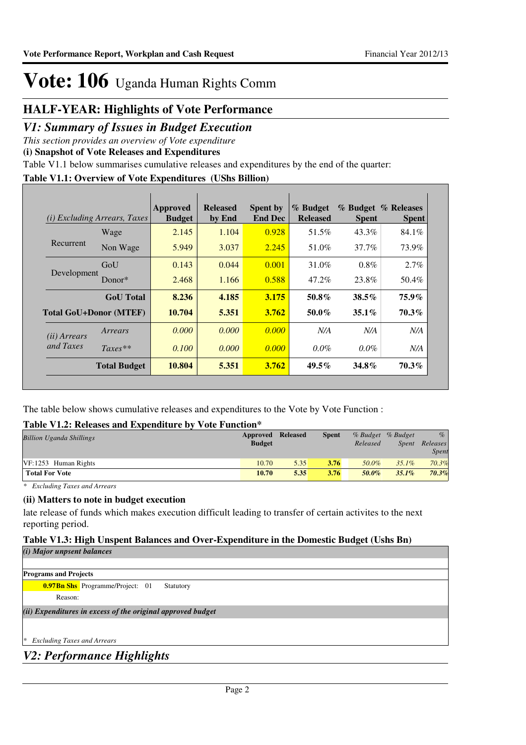# Vote: 106 Uganda Human Rights Comm

## HALF-YEAR: Highlights of Vote Performance

## *V1: Summary of Issues in Budget Execution*

*This section provides an overview of Vote expenditure*

**(i) Snapshot of Vote Releases and Expenditures**

Table V1.1 below summarises cumulative releases and expenditures by the end of the quarter:

**Table V1.1: Overview of Vote Expenditures (UShs Billion)**

| *(i) Excluding Arrears, Taxes* | | Approved Budget | Released by End | Spent by End Dec | % Budget Released | % Budget Spent | % Releases Spent |
|---|---|---|---|---|---|---|---|
| Recurrent | Wage | 2.145 | 1.104 | 0.928 | 51.5% | 43.3% | 84.1% |
| | Non Wage | 5.949 | 3.037 | 2.245 | 51.0% | 37.7% | 73.9% |
| Development | GoU | 0.143 | 0.044 | 0.001 | 31.0% | 0.8% | 2.7% |
| | Donor* | 2.468 | 1.166 | 0.588 | 47.2% | 23.8% | 50.4% |
| | **GoU Total** | **8.236** | **4.185** | **3.175** | **50.8%** | **38.5%** | **75.9%** |
| **Total GoU+Donor (MTEF)** | | **10.704** | **5.351** | **3.762** | **50.0%** | **35.1%** | **70.3%** |
| *(ii) Arrears and Taxes* | *Arrears* | *0.000* | *0.000* | *0.000* | *N/A* | *N/A* | *N/A* |
| | *Taxes*** | *0.100* | *0.000* | *0.000* | *0.0%* | *0.0%* | *N/A* |
| | **Total Budget** | **10.804** | **5.351** | **3.762** | **49.5%** | **34.8%** | **70.3%** |

The table below shows cumulative releases and expenditures to the Vote by Vote Function :

**Table V1.2: Releases and Expenditure by Vote Function***

| *Billion Uganda Shillings* | Approved Budget | Released | Spent | *% Budget Released* | *% Budget Spent* | *% Releases Spent* |
|---|---|---|---|---|---|---|
| VF:1253 Human Rights | 10.70 | 5.35 | 3.76 | *50.0%* | *35.1%* | *70.3%* |
| **Total For Vote** | **10.70** | **5.35** | **3.76** | ***50.0%*** | ***35.1%*** | ***70.3%*** |

\* *Excluding Taxes and Arrears*

**(ii) Matters to note in budget execution**

late release of funds which makes execution difficult leading to transfer of certain activites to the next reporting period.

**Table V1.3: High Unspent Balances and Over-Expenditure in the Domestic Budget (Ushs Bn)**

***(i) Major unpsent balances***

**Programs and Projects**

**0.97Bn Shs** Programme/Project: 01 Statutory

Reason:

***(ii) Expenditures in excess of the original approved budget***

\* *Excluding Taxes and Arrears*

## *V2: Performance Highlights*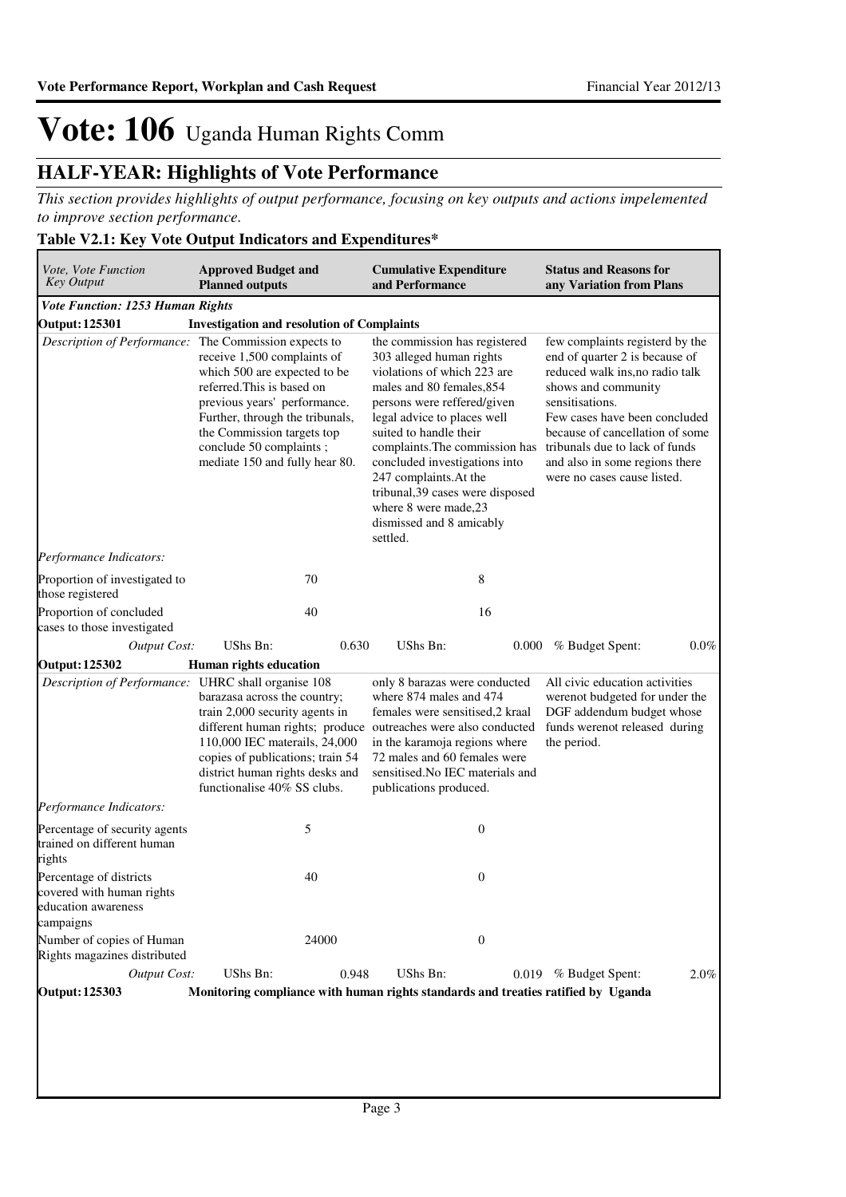# Vote: 106 Uganda Human Rights Comm

## HALF-YEAR: Highlights of Vote Performance

*This section provides highlights of output performance, focusing on key outputs and actions impelemented to improve section performance.*

### Table V2.1: Key Vote Output Indicators and Expenditures*

| *Vote, Vote Function Key Output* | **Approved Budget and Planned outputs** | **Cumulative Expenditure and Performance** | **Status and Reasons for any Variation from Plans** |
|---|---|---|---|
| ***Vote Function: 1253 Human Rights*** | | | |
| **Output: 125301** | **Investigation and resolution of Complaints** | | |
| *Description of Performance:* | The Commission expects to receive 1,500 complaints of which 500 are expected to be referred.This is based on previous years' performance. Further, through the tribunals, the Commission targets top conclude 50 complaints ; mediate 150 and fully hear 80. | the commission has registered 303 alleged human rights violations of which 223 are males and 80 females,854 persons were reffered/given legal advice to places well suited to handle their complaints.The commission has concluded investigations into 247 complaints.At the tribunal,39 cases were disposed where 8 were made,23 dismissed and 8 amicably settled. | few complaints registerd by the end of quarter 2 is because of reduced walk ins,no radio talk shows and community sensitisations. Few cases have been concluded because of cancellation of some tribunals due to lack of funds and also in some regions there were no cases cause listed. |
| *Performance Indicators:* | | | |
| Proportion of investigated to those registered | 70 | 8 | |
| Proportion of concluded cases to those investigated | 40 | 16 | |
| *Output Cost:* | UShs Bn: 0.630 | UShs Bn: 0.000 | % Budget Spent: 0.0% |
| **Output: 125302** | **Human rights education** | | |
| *Description of Performance:* | UHRC shall organise 108 barazasa across the country; train 2,000 security agents in different human rights; produce 110,000 IEC materails, 24,000 copies of publications; train 54 district human rights desks and functionalise 40% SS clubs. | only 8 barazas were conducted where 874 males and 474 females were sensitised,2 kraal outreaches were also conducted in the karamoja regions where 72 males and 60 females were sensitised.No IEC materials and publications produced. | All civic education activities werenot budgeted for under the DGF addendum budget whose funds werenot released during the period. |
| *Performance Indicators:* | | | |
| Percentage of security agents trained on different human rights | 5 | 0 | |
| Percentage of districts covered with human rights education awareness campaigns | 40 | 0 | |
| Number of copies of Human Rights magazines distributed | 24000 | 0 | |
| *Output Cost:* | UShs Bn: 0.948 | UShs Bn: 0.019 | % Budget Spent: 2.0% |
| **Output: 125303** | **Monitoring compliance with human rights standards and treaties ratified by Uganda** | | |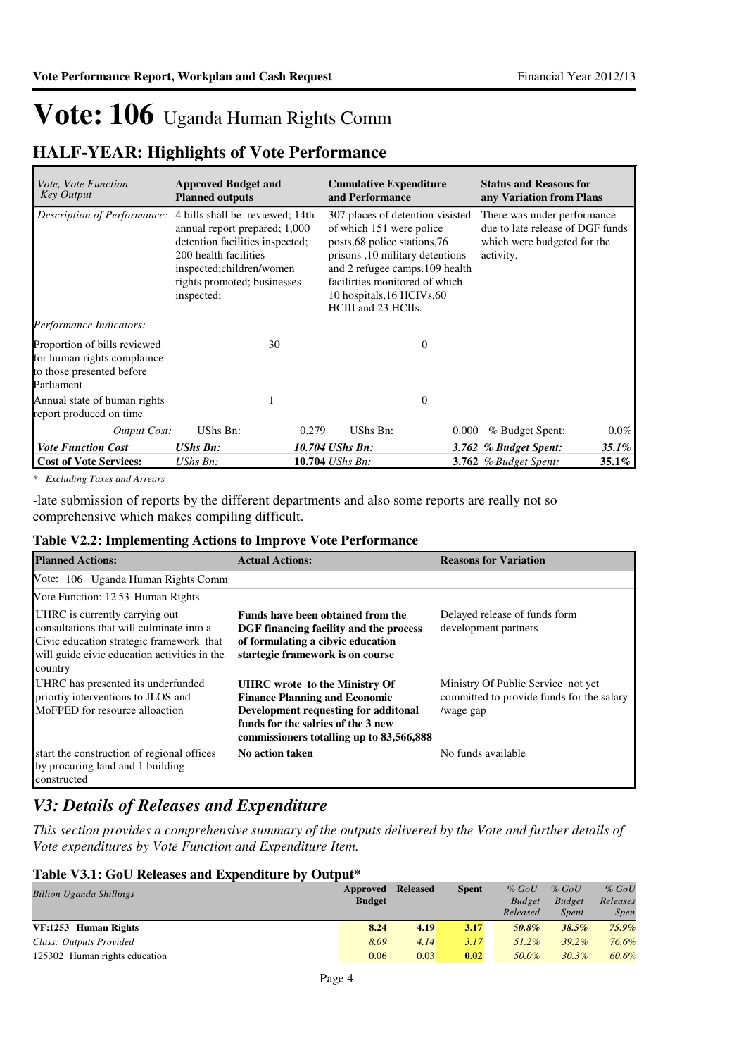# Vote: 106 Uganda Human Rights Comm

## HALF-YEAR: Highlights of Vote Performance

| *Vote, Vote Function Key Output* | **Approved Budget and Planned outputs** | | **Cumulative Expenditure and Performance** | | **Status and Reasons for any Variation from Plans** | |
|---|---|---|---|---|---|---|
| *Description of Performance:* | 4 bills shall be reviewed; 14th annual report prepared; 1,000 detention facilities inspected; 200 health facilities inspected;children/women rights promoted; businesses inspected; | | 307 places of detention visisted of which 151 were police posts,68 police stations,76 prisons ,10 military detentions and 2 refugee camps.109 health facilirties monitored of which 10 hospitals,16 HCIVs,60 HCIII and 23 HCIIs. | | There was under performance due to late release of DGF funds which were budgeted for the activity. | |
| *Performance Indicators:* | | | | | | |
| Proportion of bills reviewed for human rights complaince to those presented before Parliament | | 30 | | 0 | | |
| Annual state of human rights report produced on time | | 1 | | 0 | | |
| *Output Cost:* | UShs Bn: | 0.279 | UShs Bn: | 0.000 | % Budget Spent: | 0.0% |
| ***Vote Function Cost*** | ***UShs Bn:*** | ***10.704*** | ***UShs Bn:*** | ***3.762*** | ***% Budget Spent:*** | ***35.1%*** |
| **Cost of Vote Services:** | *UShs Bn:* | **10.704** | *UShs Bn:* | **3.762** | *% Budget Spent:* | **35.1%** |

*\* Excluding Taxes and Arrears*

-late submission of reports by the different departments and also some reports are really not so comprehensive which makes compiling difficult.

### Table V2.2: Implementing Actions to Improve Vote Performance

| **Planned Actions:** | **Actual Actions:** | **Reasons for Variation** |
|---|---|---|
| Vote: 106 Uganda Human Rights Comm | | |
| Vote Function: 12 53 Human Rights | | |
| UHRC is currently carrying out consultations that will culminate into a Civic education strategic framework that will guide civic education activities in the country | **Funds have been obtained from the DGF financing facility and the process of formulating a cibvic education startegic framework is on course** | Delayed release of funds form development partners |
| UHRC has presented its underfunded priortiy interventions to JLOS and MoFPED for resource alloaction | **UHRC wrote to the Ministry Of Finance Planning and Economic Development requesting for additonal funds for the salries of the 3 new commissioners totalling up to 83,566,888** | Ministry Of Public Service not yet committed to provide funds for the salary /wage gap |
| start the construction of regional offices by procuring land and 1 building constructed | **No action taken** | No funds available |

## *V3: Details of Releases and Expenditure*

*This section provides a comprehensive summary of the outputs delivered by the Vote and further details of Vote expenditures by Vote Function and Expenditure Item.*

### Table V3.1: GoU Releases and Expenditure by Output*

| *Billion Uganda Shillings* | **Approved Budget** | **Released** | **Spent** | *% GoU Budget Released* | *% GoU Budget Spent* | *% GoU Releases Spent* |
|---|---|---|---|---|---|---|
| **VF:1253 Human Rights** | **8.24** | **4.19** | **3.17** | ***50.8%*** | ***38.5%*** | ***75.9%*** |
| *Class: Outputs Provided* | *8.09* | *4.14* | *3.17* | *51.2%* | *39.2%* | *76.6%* |
| 125302 Human rights education | 0.06 | 0.03 | **0.02** | *50.0%* | *30.3%* | *60.6%* |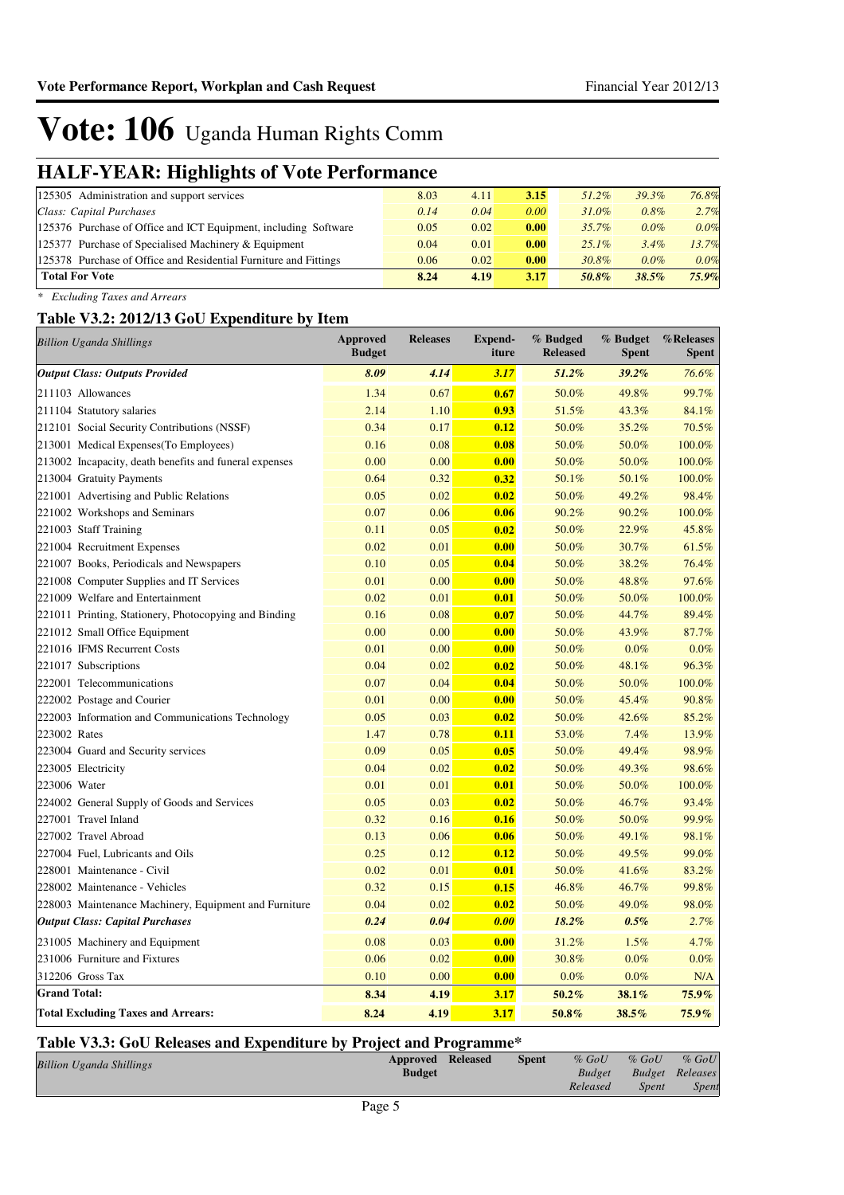# Vote: 106 Uganda Human Rights Comm

## HALF-YEAR: Highlights of Vote Performance

| | | | | | | |
|---|---|---|---|---|---|---|
| 125305 Administration and support services | 8.03 | 4.11 | **3.15** | *51.2%* | *39.3%* | *76.8%* |
| *Class: Capital Purchases* | *0.14* | *0.04* | *0.00* | *31.0%* | *0.8%* | *2.7%* |
| 125376 Purchase of Office and ICT Equipment, including Software | 0.05 | 0.02 | **0.00** | *35.7%* | *0.0%* | *0.0%* |
| 125377 Purchase of Specialised Machinery & Equipment | 0.04 | 0.01 | **0.00** | *25.1%* | *3.4%* | *13.7%* |
| 125378 Purchase of Office and Residential Furniture and Fittings | 0.06 | 0.02 | **0.00** | *30.8%* | *0.0%* | *0.0%* |
| **Total For Vote** | **8.24** | **4.19** | **3.17** | ***50.8%*** | ***38.5%*** | ***75.9%*** |

*\* Excluding Taxes and Arrears*

### Table V3.2: 2012/13 GoU Expenditure by Item

| *Billion Uganda Shillings* | Approved Budget | Releases | Expend-iture | % Budged Released | % Budget Spent | %Releases Spent |
|---|---|---|---|---|---|---|
| ***Output Class: Outputs Provided*** | ***8.09*** | ***4.14*** | ***3.17*** | ***51.2%*** | ***39.2%*** | *76.6%* |
| 211103 Allowances | 1.34 | 0.67 | **0.67** | 50.0% | 49.8% | 99.7% |
| 211104 Statutory salaries | 2.14 | 1.10 | **0.93** | 51.5% | 43.3% | 84.1% |
| 212101 Social Security Contributions (NSSF) | 0.34 | 0.17 | **0.12** | 50.0% | 35.2% | 70.5% |
| 213001 Medical Expenses(To Employees) | 0.16 | 0.08 | **0.08** | 50.0% | 50.0% | 100.0% |
| 213002 Incapacity, death benefits and funeral expenses | 0.00 | 0.00 | **0.00** | 50.0% | 50.0% | 100.0% |
| 213004 Gratuity Payments | 0.64 | 0.32 | **0.32** | 50.1% | 50.1% | 100.0% |
| 221001 Advertising and Public Relations | 0.05 | 0.02 | **0.02** | 50.0% | 49.2% | 98.4% |
| 221002 Workshops and Seminars | 0.07 | 0.06 | **0.06** | 90.2% | 90.2% | 100.0% |
| 221003 Staff Training | 0.11 | 0.05 | **0.02** | 50.0% | 22.9% | 45.8% |
| 221004 Recruitment Expenses | 0.02 | 0.01 | **0.00** | 50.0% | 30.7% | 61.5% |
| 221007 Books, Periodicals and Newspapers | 0.10 | 0.05 | **0.04** | 50.0% | 38.2% | 76.4% |
| 221008 Computer Supplies and IT Services | 0.01 | 0.00 | **0.00** | 50.0% | 48.8% | 97.6% |
| 221009 Welfare and Entertainment | 0.02 | 0.01 | **0.01** | 50.0% | 50.0% | 100.0% |
| 221011 Printing, Stationery, Photocopying and Binding | 0.16 | 0.08 | **0.07** | 50.0% | 44.7% | 89.4% |
| 221012 Small Office Equipment | 0.00 | 0.00 | **0.00** | 50.0% | 43.9% | 87.7% |
| 221016 IFMS Recurrent Costs | 0.01 | 0.00 | **0.00** | 50.0% | 0.0% | 0.0% |
| 221017 Subscriptions | 0.04 | 0.02 | **0.02** | 50.0% | 48.1% | 96.3% |
| 222001 Telecommunications | 0.07 | 0.04 | **0.04** | 50.0% | 50.0% | 100.0% |
| 222002 Postage and Courier | 0.01 | 0.00 | **0.00** | 50.0% | 45.4% | 90.8% |
| 222003 Information and Communications Technology | 0.05 | 0.03 | **0.02** | 50.0% | 42.6% | 85.2% |
| 223002 Rates | 1.47 | 0.78 | **0.11** | 53.0% | 7.4% | 13.9% |
| 223004 Guard and Security services | 0.09 | 0.05 | **0.05** | 50.0% | 49.4% | 98.9% |
| 223005 Electricity | 0.04 | 0.02 | **0.02** | 50.0% | 49.3% | 98.6% |
| 223006 Water | 0.01 | 0.01 | **0.01** | 50.0% | 50.0% | 100.0% |
| 224002 General Supply of Goods and Services | 0.05 | 0.03 | **0.02** | 50.0% | 46.7% | 93.4% |
| 227001 Travel Inland | 0.32 | 0.16 | **0.16** | 50.0% | 50.0% | 99.9% |
| 227002 Travel Abroad | 0.13 | 0.06 | **0.06** | 50.0% | 49.1% | 98.1% |
| 227004 Fuel, Lubricants and Oils | 0.25 | 0.12 | **0.12** | 50.0% | 49.5% | 99.0% |
| 228001 Maintenance - Civil | 0.02 | 0.01 | **0.01** | 50.0% | 41.6% | 83.2% |
| 228002 Maintenance - Vehicles | 0.32 | 0.15 | **0.15** | 46.8% | 46.7% | 99.8% |
| 228003 Maintenance Machinery, Equipment and Furniture | 0.04 | 0.02 | **0.02** | 50.0% | 49.0% | 98.0% |
| ***Output Class: Capital Purchases*** | ***0.24*** | ***0.04*** | ***0.00*** | ***18.2%*** | ***0.5%*** | *2.7%* |
| 231005 Machinery and Equipment | 0.08 | 0.03 | **0.00** | 31.2% | 1.5% | 4.7% |
| 231006 Furniture and Fixtures | 0.06 | 0.02 | **0.00** | 30.8% | 0.0% | 0.0% |
| 312206 Gross Tax | 0.10 | 0.00 | **0.00** | 0.0% | 0.0% | N/A |
| **Grand Total:** | **8.34** | **4.19** | **3.17** | **50.2%** | **38.1%** | **75.9%** |
| **Total Excluding Taxes and Arrears:** | **8.24** | **4.19** | **3.17** | **50.8%** | **38.5%** | **75.9%** |

### Table V3.3: GoU Releases and Expenditure by Project and Programme*

| *Billion Uganda Shillings* | Approved Budget | Released | Spent | *% GoU Budget Released* | *% GoU Budget Spent* | *% GoU Releases Spent* |
|---|---|---|---|---|---|---|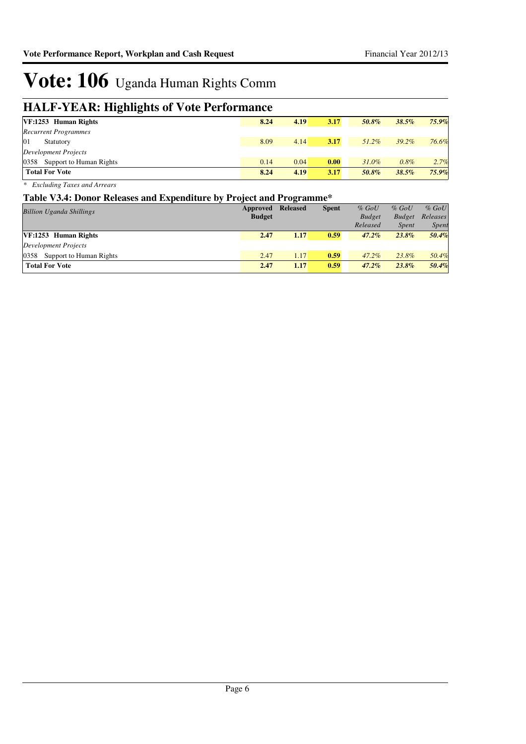# Vote: 106 Uganda Human Rights Comm

## HALF-YEAR: Highlights of Vote Performance

| | | | | | | |
|---|---|---|---|---|---|---|
| **VF:1253 Human Rights** | **8.24** | **4.19** | **3.17** | ***50.8%*** | ***38.5%*** | ***75.9%*** |
| *Recurrent Programmes* | | | | | | |
| 01 Statutory | 8.09 | 4.14 | **3.17** | *51.2%* | *39.2%* | *76.6%* |
| *Development Projects* | | | | | | |
| 0358 Support to Human Rights | 0.14 | 0.04 | **0.00** | *31.0%* | *0.8%* | *2.7%* |
| **Total For Vote** | **8.24** | **4.19** | **3.17** | ***50.8%*** | ***38.5%*** | ***75.9%*** |

*\* Excluding Taxes and Arrears*

### Table V3.4: Donor Releases and Expenditure by Project and Programme*

| *Billion Uganda Shillings* | **Approved Budget** | **Released** | **Spent** | *% GoU Budget Released* | *% GoU Budget Spent* | *% GoU Releases Spent* |
|---|---|---|---|---|---|---|
| **VF:1253 Human Rights** | **2.47** | **1.17** | **0.59** | ***47.2%*** | ***23.8%*** | ***50.4%*** |
| *Development Projects* | | | | | | |
| 0358 Support to Human Rights | 2.47 | 1.17 | **0.59** | *47.2%* | *23.8%* | *50.4%* |
| **Total For Vote** | **2.47** | **1.17** | **0.59** | ***47.2%*** | ***23.8%*** | ***50.4%*** |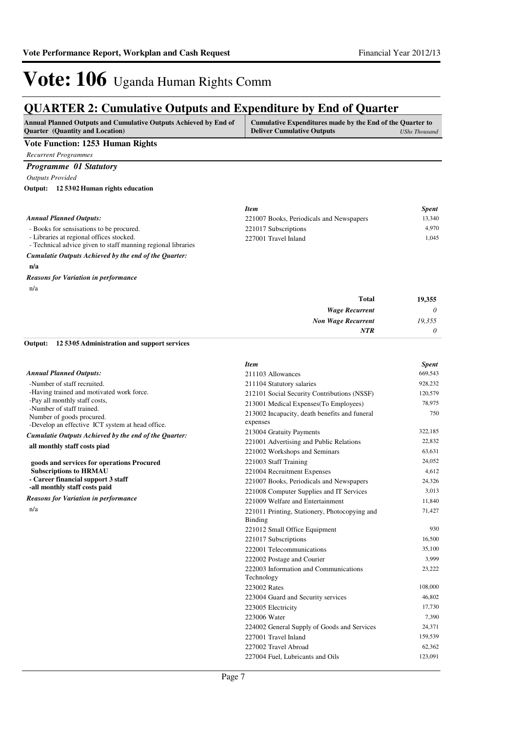# Vote: 106 Uganda Human Rights Comm

## QUARTER 2: Cumulative Outputs and Expenditure by End of Quarter

| Annual Planned Outputs and Cumulative Outputs Achieved by End of Quarter (Quantity and Location) | Cumulative Expenditures made by the End of the Quarter to Deliver Cumulative Outputs *UShs Thousand* |
|---|---|

### Vote Function: 1253 Human Rights

*Recurrent Programmes*

#### *Programme 01 Statutory*

*Outputs Provided*

**Output: 12 5302 Human rights education**

*Annual Planned Outputs:*

- Books for sensisations to be procured.
- Libraries at regional offices stocked.
- Technical advice given to staff manning regional libraries

*Cumulatie Outputs Achieved by the end of the Quarter:*

**n/a**

*Reasons for Variation in performance*

n/a

| *Item* | *Spent* |
|---|---|
| 221007 Books, Periodicals and Newspapers | 13,340 |
| 221017 Subscriptions | 4,970 |
| 227001 Travel Inland | 1,045 |
| **Total** | **19,355** |
| *Wage Recurrent* | *0* |
| *Non Wage Recurrent* | *19,355* |
| *NTR* | *0* |

**Output: 12 5305 Administration and support services**

*Annual Planned Outputs:*

-Number of staff recruited.
-Having trained and motivated work force.
-Pay all monthly staff costs,
-Number of staff trained.
Number of goods procured.
-Develop an effective ICT system at head office.

*Cumulatie Outputs Achieved by the end of the Quarter:*

**all monthly staff costs piad**

**goods and services for operations Procured**
**Subscriptions to HRMAU**
**- Career financial support 3 staff**
**-all monthly staff costs paid**

*Reasons for Variation in performance*

n/a

| *Item* | *Spent* |
|---|---|
| 211103 Allowances | 669,543 |
| 211104 Statutory salaries | 928,232 |
| 212101 Social Security Contributions (NSSF) | 120,579 |
| 213001 Medical Expenses(To Employees) | 78,975 |
| 213002 Incapacity, death benefits and funeral expenses | 750 |
| 213004 Gratuity Payments | 322,185 |
| 221001 Advertising and Public Relations | 22,832 |
| 221002 Workshops and Seminars | 63,631 |
| 221003 Staff Training | 24,052 |
| 221004 Recruitment Expenses | 4,612 |
| 221007 Books, Periodicals and Newspapers | 24,326 |
| 221008 Computer Supplies and IT Services | 3,013 |
| 221009 Welfare and Entertainment | 11,840 |
| 221011 Printing, Stationery, Photocopying and Binding | 71,427 |
| 221012 Small Office Equipment | 930 |
| 221017 Subscriptions | 16,500 |
| 222001 Telecommunications | 35,100 |
| 222002 Postage and Courier | 3,999 |
| 222003 Information and Communications Technology | 23,222 |
| 223002 Rates | 108,000 |
| 223004 Guard and Security services | 46,802 |
| 223005 Electricity | 17,730 |
| 223006 Water | 7,390 |
| 224002 General Supply of Goods and Services | 24,371 |
| 227001 Travel Inland | 159,539 |
| 227002 Travel Abroad | 62,362 |
| 227004 Fuel, Lubricants and Oils | 123,091 |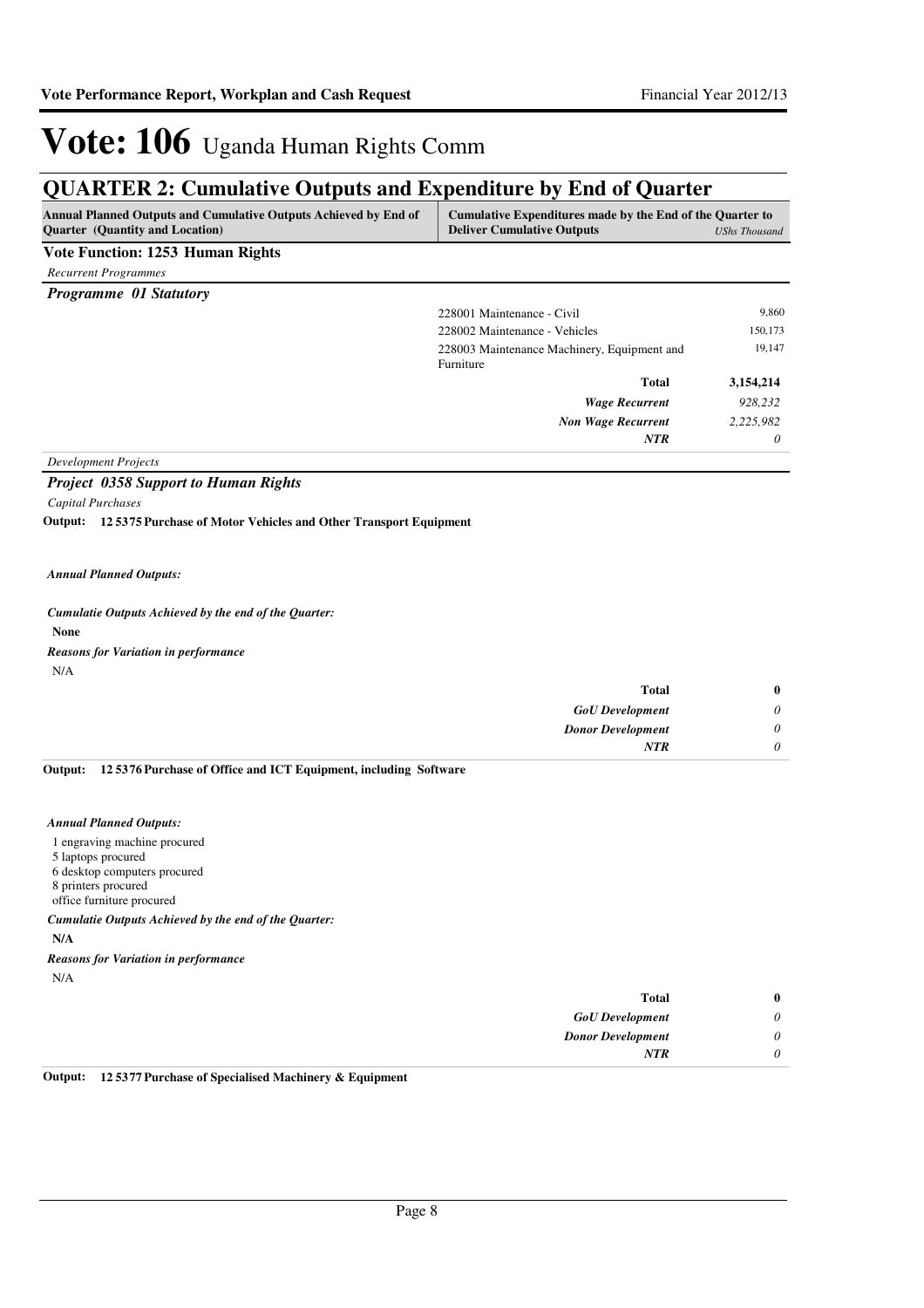# Vote: 106 Uganda Human Rights Comm

## QUARTER 2: Cumulative Outputs and Expenditure by End of Quarter

| Annual Planned Outputs and Cumulative Outputs Achieved by End of Quarter (Quantity and Location) | Cumulative Expenditures made by the End of the Quarter to Deliver Cumulative Outputs | *UShs Thousand* |
|---|---|---|

**Vote Function: 1253 Human Rights**

*Recurrent Programmes*

***Programme 01 Statutory***

| | | |
|---|---|---|
| | 228001 Maintenance - Civil | 9,860 |
| | 228002 Maintenance - Vehicles | 150,173 |
| | 228003 Maintenance Machinery, Equipment and Furniture | 19,147 |
| | **Total** | **3,154,214** |
| | ***Wage Recurrent*** | *928,232* |
| | ***Non Wage Recurrent*** | *2,225,982* |
| | ***NTR*** | *0* |

*Development Projects*

***Project 0358 Support to Human Rights***

*Capital Purchases*

**Output: 12 5375 Purchase of Motor Vehicles and Other Transport Equipment**

***Annual Planned Outputs:***

***Cumulatie Outputs Achieved by the end of the Quarter:***

**None**

***Reasons for Variation in performance***

N/A

| | |
|---|---|
| **Total** | **0** |
| ***GoU Development*** | *0* |
| ***Donor Development*** | *0* |
| ***NTR*** | *0* |

**Output: 12 5376 Purchase of Office and ICT Equipment, including Software**

***Annual Planned Outputs:***

1 engraving machine procured
5 laptops procured
6 desktop computers procured
8 printers procured
office furniture procured

***Cumulatie Outputs Achieved by the end of the Quarter:***

**N/A**

***Reasons for Variation in performance***

N/A

| | |
|---|---|
| **Total** | **0** |
| ***GoU Development*** | *0* |
| ***Donor Development*** | *0* |
| ***NTR*** | *0* |

**Output: 12 5377 Purchase of Specialised Machinery & Equipment**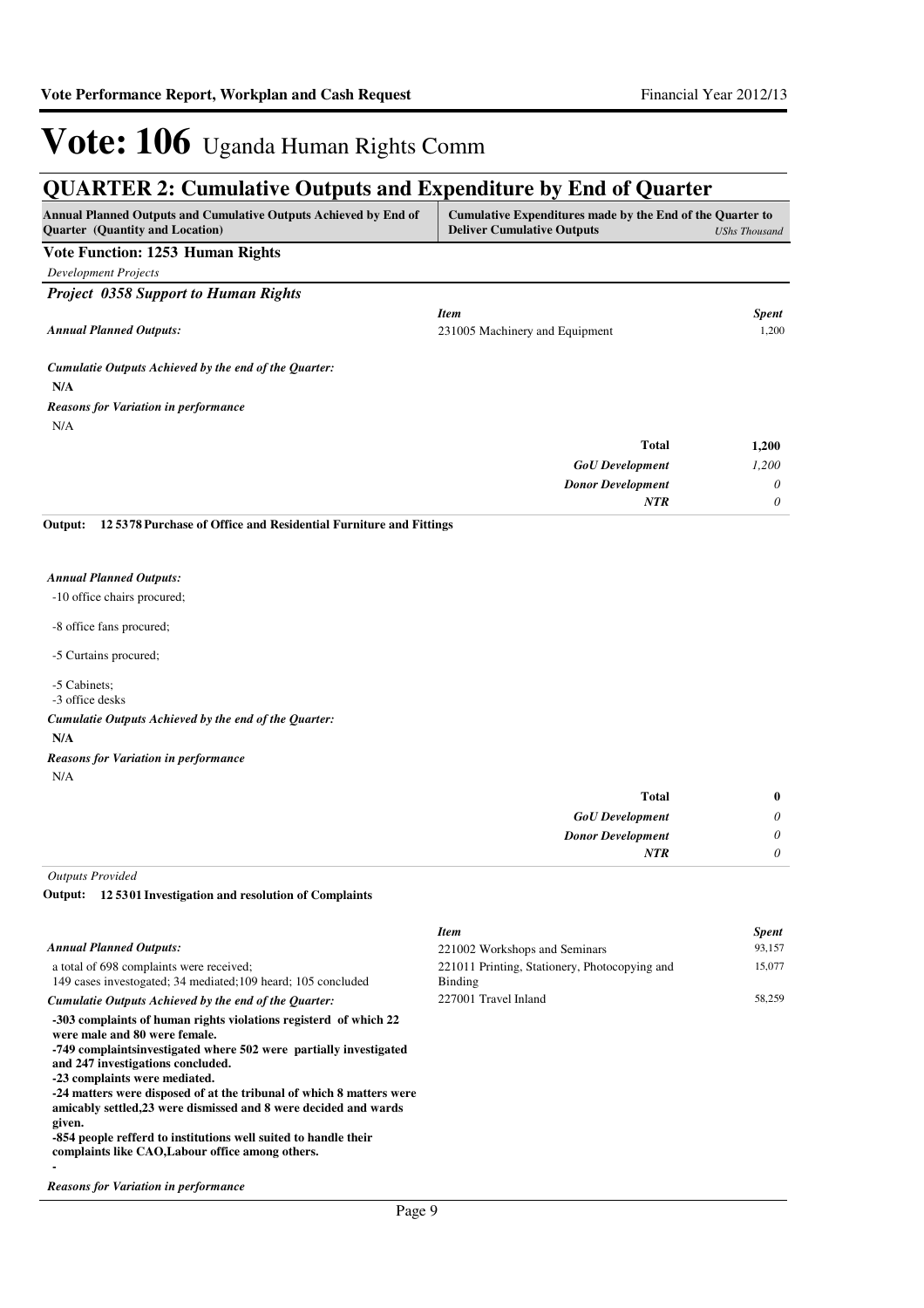# Vote: 106 Uganda Human Rights Comm

## QUARTER 2: Cumulative Outputs and Expenditure by End of Quarter

| Annual Planned Outputs and Cumulative Outputs Achieved by End of Quarter (Quantity and Location) | Cumulative Expenditures made by the End of the Quarter to Deliver Cumulative Outputs | UShs Thousand |
|---|---|---|

**Vote Function: 1253 Human Rights**

*Development Projects*

***Project 0358 Support to Human Rights***

***Annual Planned Outputs:***

| *Item* | *Spent* |
|---|---|
| 231005 Machinery and Equipment | 1,200 |

***Cumulatie Outputs Achieved by the end of the Quarter:***

**N/A**

***Reasons for Variation in performance***

N/A

| | |
|---|---|
| **Total** | **1,200** |
| ***GoU Development*** | *1,200* |
| ***Donor Development*** | *0* |
| ***NTR*** | *0* |

**Output: 12 5378 Purchase of Office and Residential Furniture and Fittings**

***Annual Planned Outputs:***

-10 office chairs procured;

-8 office fans procured;

-5 Curtains procured;

-5 Cabinets;
-3 office desks

***Cumulatie Outputs Achieved by the end of the Quarter:***

**N/A**

***Reasons for Variation in performance***

N/A

| | |
|---|---|
| **Total** | **0** |
| ***GoU Development*** | *0* |
| ***Donor Development*** | *0* |
| ***NTR*** | *0* |

*Outputs Provided*

**Output: 12 5301 Investigation and resolution of Complaints**

***Annual Planned Outputs:***

a total of 698 complaints were received;
149 cases investogated; 34 mediated;109 heard; 105 concluded

| *Item* | *Spent* |
|---|---|
| 221002 Workshops and Seminars | 93,157 |
| 221011 Printing, Stationery, Photocopying and Binding | 15,077 |
| 227001 Travel Inland | 58,259 |

***Cumulatie Outputs Achieved by the end of the Quarter:***

**-303 complaints of human rights violations registerd of which 22 were male and 80 were female.**
**-749 complaintsinvestigated where 502 were partially investigated and 247 investigations concluded.**
**-23 complaints were mediated.**
**-24 matters were disposed of at the tribunal of which 8 matters were amicably settled,23 were dismissed and 8 were decided and wards given.**
**-854 people refferd to institutions well suited to handle their complaints like CAO,Labour office among others.**
**-**

***Reasons for Variation in performance***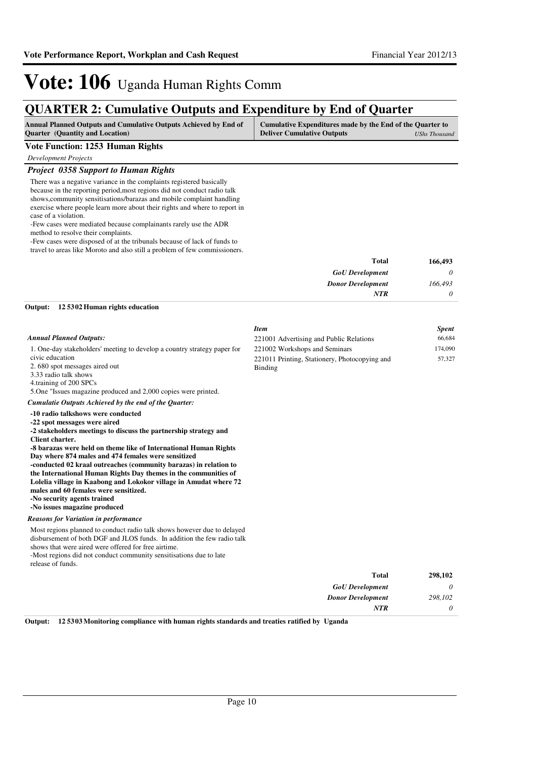# Vote: 106 Uganda Human Rights Comm

## QUARTER 2: Cumulative Outputs and Expenditure by End of Quarter

| Annual Planned Outputs and Cumulative Outputs Achieved by End of Quarter (Quantity and Location) | Cumulative Expenditures made by the End of the Quarter to Deliver Cumulative Outputs *UShs Thousand* |
|---|---|

**Vote Function: 1253 Human Rights**

*Development Projects*

***Project 0358 Support to Human Rights***

There was a negative variance in the complaints registered basically because in the reporting period,most regions did not conduct radio talk shows,community sensitisations/barazas and mobile complaint handling exercise where people learn more about their rights and where to report in case of a violation.
-Few cases were mediated because complainants rarely use the ADR method to resolve their complaints.
-Few cases were disposed of at the tribunals because of lack of funds to travel to areas like Moroto and also still a problem of few commissioners.

| | |
|---|---|
| **Total** | **166,493** |
| *GoU Development* | *0* |
| *Donor Development* | *166,493* |
| *NTR* | *0* |

**Output: 12 5302 Human rights education**

*Annual Planned Outputs:*

1. One-day stakeholders' meeting to develop a country strategy paper for civic education
2. 680 spot messages aired out
3.33 radio talk shows
4.training of 200 SPCs
5.One "Issues magazine produced and 2,000 copies were printed.

*Cumulatie Outputs Achieved by the end of the Quarter:*

**-10 radio talkshows were conducted**
**-22 spot messages were aired**
**-2 stakeholders meetings to discuss the partnership strategy and Client charter.**
**-8 barazas were held on theme like of International Human Rights Day where 874 males and 474 females were sensitized**
**-conducted 02 kraal outreaches (community barazas) in relation to the International Human Rights Day themes in the communities of Lolelia village in Kaabong and Lokokor village in Amudat where 72 males and 60 females were sensitized.**
**-No security agents trained**
**-No issues magazine produced**

*Reasons for Variation in performance*

Most regions planned to conduct radio talk shows however due to delayed disbursement of both DGF and JLOS funds. In addition the few radio talk shows that were aired were offered for free airtime.
-Most regions did not conduct community sensitisations due to late release of funds.

| *Item* | *Spent* |
|---|---|
| 221001 Advertising and Public Relations | 66,684 |
| 221002 Workshops and Seminars | 174,090 |
| 221011 Printing, Stationery, Photocopying and Binding | 57,327 |

| | |
|---|---|
| **Total** | **298,102** |
| *GoU Development* | *0* |
| *Donor Development* | *298,102* |
| *NTR* | *0* |

**Output: 12 5303 Monitoring compliance with human rights standards and treaties ratified by Uganda**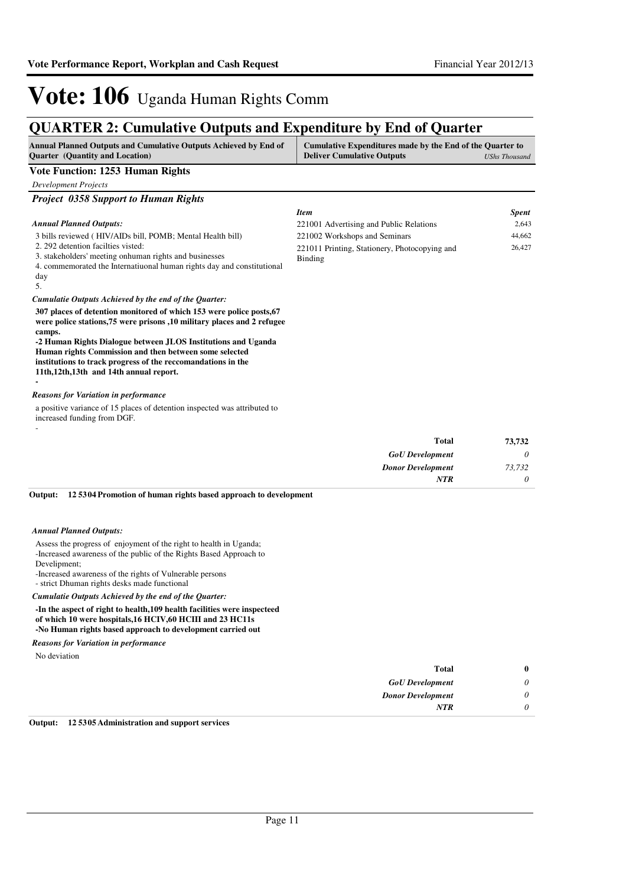# Vote: 106 Uganda Human Rights Comm

## QUARTER 2: Cumulative Outputs and Expenditure by End of Quarter

| Annual Planned Outputs and Cumulative Outputs Achieved by End of Quarter (Quantity and Location) | Cumulative Expenditures made by the End of the Quarter to Deliver Cumulative Outputs | *UShs Thousand* |
|---|---|---|

**Vote Function: 1253 Human Rights**

*Development Projects*

### *Project 0358 Support to Human Rights*

*Annual Planned Outputs:*

3 bills reviewed ( HIV/AIDs bill, POMB; Mental Health bill)
2. 292 detention facilties visted:
3. stakeholders' meeting onhuman rights and businesses
4. commemorated the Internatiuonal human rights day and constitutional day
5.

*Cumulatie Outputs Achieved by the end of the Quarter:*

**307 places of detention monitored of which 153 were police posts,67 were police stations,75 were prisons ,10 military places and 2 refugee camps.**
**-2 Human Rights Dialogue between JLOS Institutions and Uganda Human rights Commission and then between some selected institutions to track progress of the reccomandations in the 11th,12th,13th and 14th annual report.**
**-**

*Reasons for Variation in performance*

a positive variance of 15 places of detention inspected was attributed to increased funding from DGF.
-

| *Item* | *Spent* |
|---|---|
| 221001 Advertising and Public Relations | 2,643 |
| 221002 Workshops and Seminars | 44,662 |
| 221011 Printing, Stationery, Photocopying and Binding | 26,427 |

| | |
|---|---|
| **Total** | **73,732** |
| *GoU Development* | *0* |
| *Donor Development* | *73,732* |
| *NTR* | *0* |

**Output: 12 5304 Promotion of human rights based approach to development**

*Annual Planned Outputs:*

Assess the progress of enjoyment of the right to health in Uganda;
-Increased awareness of the public of the Rights Based Approach to Develipment;
-Increased awareness of the rights of Vulnerable persons
- strict Dhuman rights desks made functional

*Cumulatie Outputs Achieved by the end of the Quarter:*

**-In the aspect of right to health,109 health facilities were inspecteed of which 10 were hospitals,16 HCIV,60 HCIII and 23 HC11s**
**-No Human rights based approach to development carried out**

*Reasons for Variation in performance*

No deviation

| | |
|---|---|
| **Total** | **0** |
| *GoU Development* | *0* |
| *Donor Development* | *0* |
| *NTR* | *0* |

**Output: 12 5305 Administration and support services**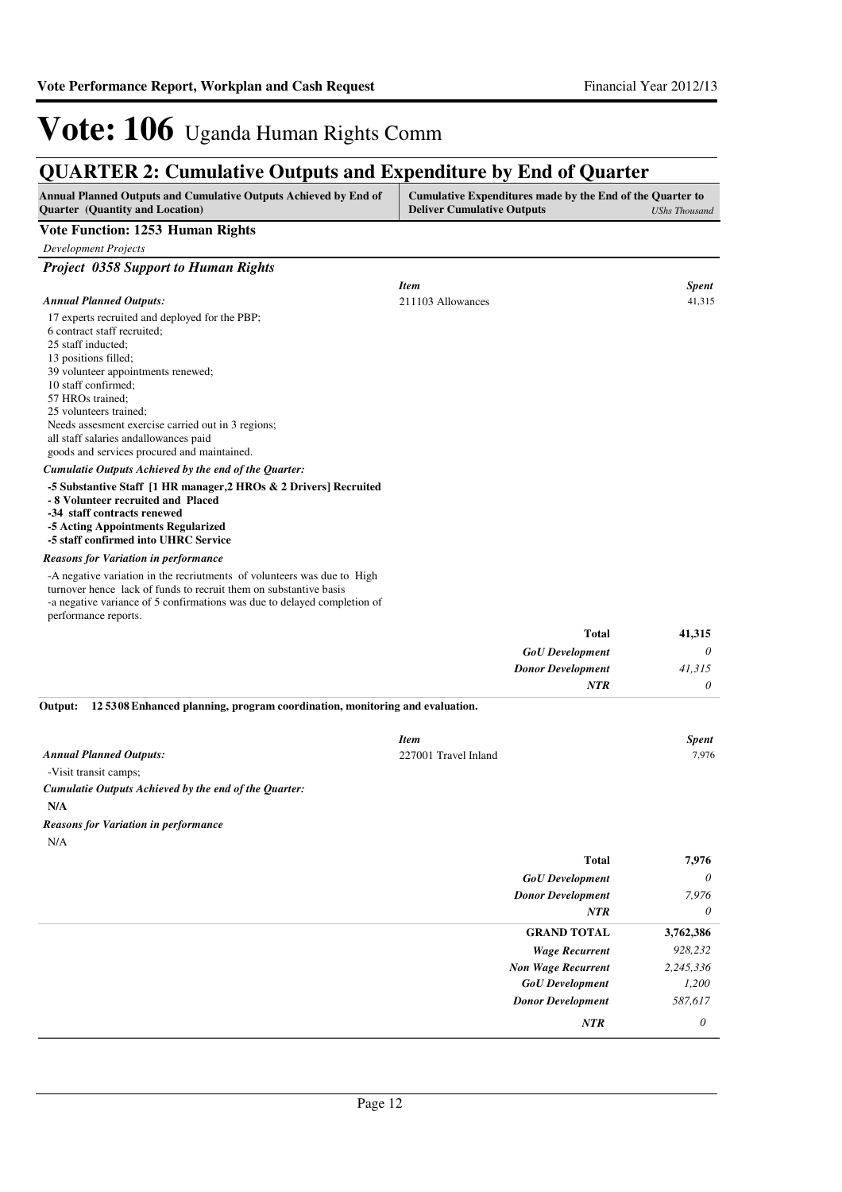# Vote: 106 Uganda Human Rights Comm

## QUARTER 2: Cumulative Outputs and Expenditure by End of Quarter

| Annual Planned Outputs and Cumulative Outputs Achieved by End of Quarter (Quantity and Location) | Cumulative Expenditures made by the End of the Quarter to Deliver Cumulative Outputs | USh Thousand |
|---|---|---|

**Vote Function: 1253 Human Rights**

*Development Projects*

### *Project 0358 Support to Human Rights*

*Annual Planned Outputs:*

17 experts recruited and deployed for the PBP;
6 contract staff recruited;
25 staff inducted;
13 positions filled;
39 volunteer appointments renewed;
10 staff confirmed;
57 HROs trained;
25 volunteers trained;
Needs assesment exercise carried out in 3 regions;
all staff salaries andallowances paid
goods and services procured and maintained.

*Cumulatie Outputs Achieved by the end of the Quarter:*

**-5 Substantive Staff [1 HR manager,2 HROs & 2 Drivers] Recruited**
**- 8 Volunteer recruited and Placed**
**-34 staff contracts renewed**
**-5 Acting Appointments Regularized**
**-5 staff confirmed into UHRC Service**

*Reasons for Variation in performance*

-A negative variation in the recriutments of volunteers was due to High turnover hence lack of funds to recruit them on substantive basis
-a negative variance of 5 confirmations was due to delayed completion of performance reports.

| *Item* | *Spent* |
|---|---|
| 211103 Allowances | 41,315 |
| **Total** | **41,315** |
| *GoU Development* | *0* |
| *Donor Development* | *41,315* |
| *NTR* | *0* |

**Output: 12 5308 Enhanced planning, program coordination, monitoring and evaluation.**

*Annual Planned Outputs:*

-Visit transit camps;

*Cumulatie Outputs Achieved by the end of the Quarter:*

**N/A**

*Reasons for Variation in performance*

N/A

| *Item* | *Spent* |
|---|---|
| 227001 Travel Inland | 7,976 |
| **Total** | **7,976** |
| *GoU Development* | *0* |
| *Donor Development* | *7,976* |
| *NTR* | *0* |

| | |
|---|---|
| **GRAND TOTAL** | **3,762,386** |
| *Wage Recurrent* | *928,232* |
| *Non Wage Recurrent* | *2,245,336* |
| *GoU Development* | *1,200* |
| *Donor Development* | *587,617* |
| *NTR* | *0* |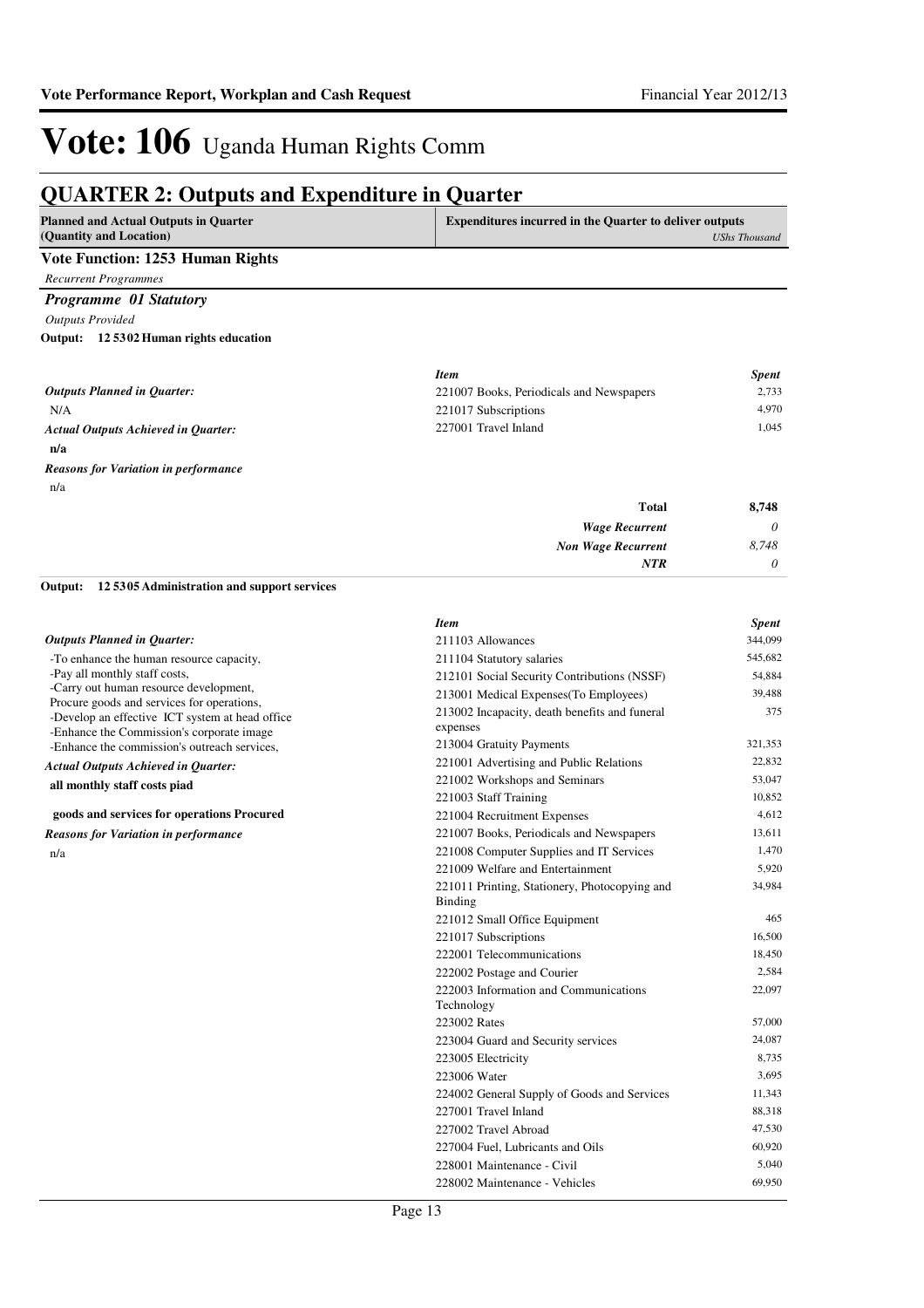# Vote: 106 Uganda Human Rights Comm

## QUARTER 2: Outputs and Expenditure in Quarter

| Planned and Actual Outputs in Quarter (Quantity and Location) | Expenditures incurred in the Quarter to deliver outputs *UShs Thousand* |
|---|---|

### Vote Function: 1253 Human Rights

*Recurrent Programmes*

#### *Programme 01 Statutory*

*Outputs Provided*

**Output: 12 5302 Human rights education**

*Outputs Planned in Quarter:*

N/A

*Actual Outputs Achieved in Quarter:*

**n/a**

*Reasons for Variation in performance*

n/a

| *Item* | *Spent* |
|---|---|
| 221007 Books, Periodicals and Newspapers | 2,733 |
| 221017 Subscriptions | 4,970 |
| 227001 Travel Inland | 1,045 |
| **Total** | **8,748** |
| *Wage Recurrent* | *0* |
| *Non Wage Recurrent* | *8,748* |
| *NTR* | *0* |

**Output: 12 5305 Administration and support services**

*Outputs Planned in Quarter:*

-To enhance the human resource capacity,
-Pay all monthly staff costs,
-Carry out human resource development,
Procure goods and services for operations,
-Develop an effective ICT system at head office
-Enhance the Commission's corporate image
-Enhance the commission's outreach services,

*Actual Outputs Achieved in Quarter:*

**all monthly staff costs piad**

**goods and services for operations Procured**

*Reasons for Variation in performance*

n/a

| *Item* | *Spent* |
|---|---|
| 211103 Allowances | 344,099 |
| 211104 Statutory salaries | 545,682 |
| 212101 Social Security Contributions (NSSF) | 54,884 |
| 213001 Medical Expenses(To Employees) | 39,488 |
| 213002 Incapacity, death benefits and funeral expenses | 375 |
| 213004 Gratuity Payments | 321,353 |
| 221001 Advertising and Public Relations | 22,832 |
| 221002 Workshops and Seminars | 53,047 |
| 221003 Staff Training | 10,852 |
| 221004 Recruitment Expenses | 4,612 |
| 221007 Books, Periodicals and Newspapers | 13,611 |
| 221008 Computer Supplies and IT Services | 1,470 |
| 221009 Welfare and Entertainment | 5,920 |
| 221011 Printing, Stationery, Photocopying and Binding | 34,984 |
| 221012 Small Office Equipment | 465 |
| 221017 Subscriptions | 16,500 |
| 222001 Telecommunications | 18,450 |
| 222002 Postage and Courier | 2,584 |
| 222003 Information and Communications Technology | 22,097 |
| 223002 Rates | 57,000 |
| 223004 Guard and Security services | 24,087 |
| 223005 Electricity | 8,735 |
| 223006 Water | 3,695 |
| 224002 General Supply of Goods and Services | 11,343 |
| 227001 Travel Inland | 88,318 |
| 227002 Travel Abroad | 47,530 |
| 227004 Fuel, Lubricants and Oils | 60,920 |
| 228001 Maintenance - Civil | 5,040 |
| 228002 Maintenance - Vehicles | 69,950 |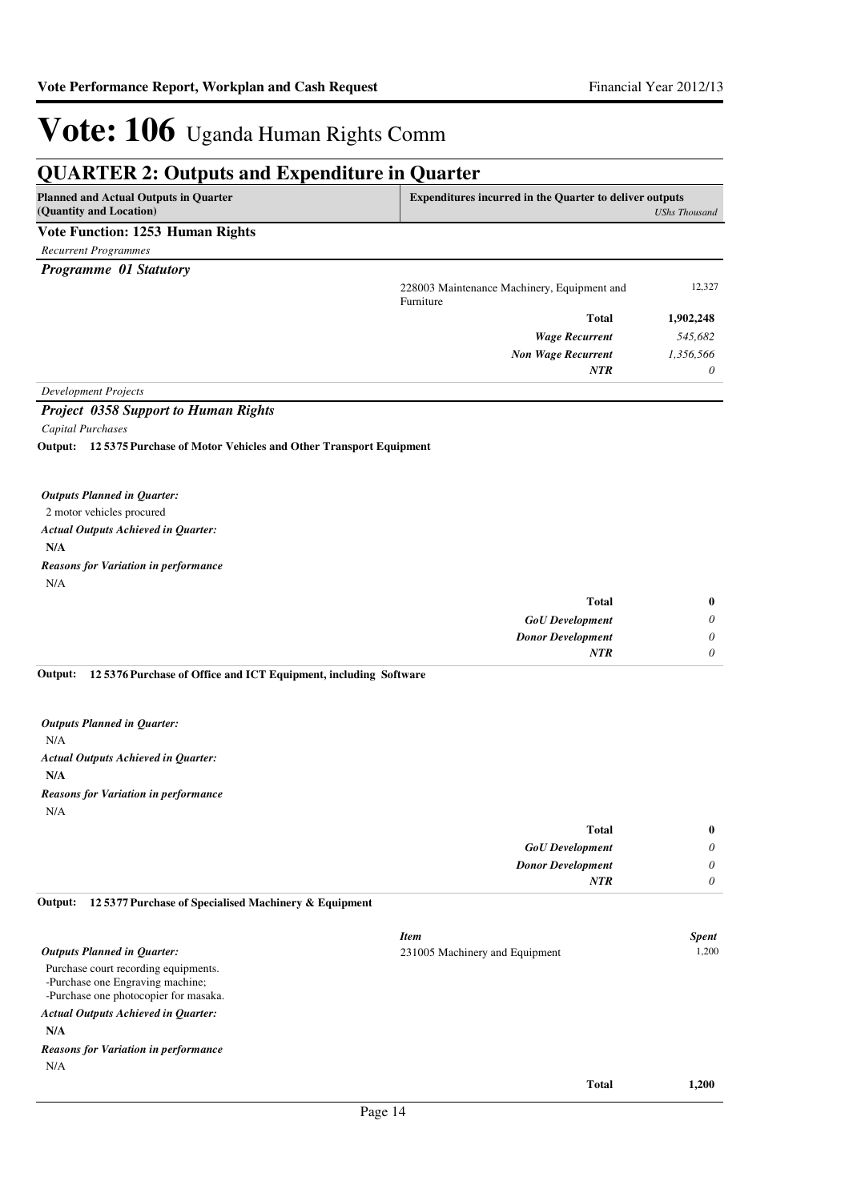# Vote: 106 Uganda Human Rights Comm

## QUARTER 2: Outputs and Expenditure in Quarter

| Planned and Actual Outputs in Quarter (Quantity and Location) | Expenditures incurred in the Quarter to deliver outputs | *UShs Thousand* |
|---|---|---|

### Vote Function: 1253 Human Rights

*Recurrent Programmes*

***Programme 01 Statutory***

| | | |
|---|---|---|
| | 228003 Maintenance Machinery, Equipment and Furniture | 12,327 |
| | **Total** | **1,902,248** |
| | ***Wage Recurrent*** | *545,682* |
| | ***Non Wage Recurrent*** | *1,356,566* |
| | ***NTR*** | *0* |

*Development Projects*

***Project 0358 Support to Human Rights***

*Capital Purchases*

**Output: 12 5375 Purchase of Motor Vehicles and Other Transport Equipment**

***Outputs Planned in Quarter:***

2 motor vehicles procured

***Actual Outputs Achieved in Quarter:***

**N/A**

***Reasons for Variation in performance***

N/A

| | |
|---|---|
| **Total** | **0** |
| ***GoU Development*** | *0* |
| ***Donor Development*** | *0* |
| ***NTR*** | *0* |

**Output: 12 5376 Purchase of Office and ICT Equipment, including Software**

***Outputs Planned in Quarter:***

N/A

***Actual Outputs Achieved in Quarter:***

**N/A**

***Reasons for Variation in performance***

N/A

| | |
|---|---|
| **Total** | **0** |
| ***GoU Development*** | *0* |
| ***Donor Development*** | *0* |
| ***NTR*** | *0* |

**Output: 12 5377 Purchase of Specialised Machinery & Equipment**

***Outputs Planned in Quarter:***

Purchase court recording equipments.
-Purchase one Engraving machine;
-Purchase one photocopier for masaka.

***Actual Outputs Achieved in Quarter:***

**N/A**

***Reasons for Variation in performance***

N/A

| *Item* | *Spent* |
|---|---|
| 231005 Machinery and Equipment | 1,200 |
| **Total** | **1,200** |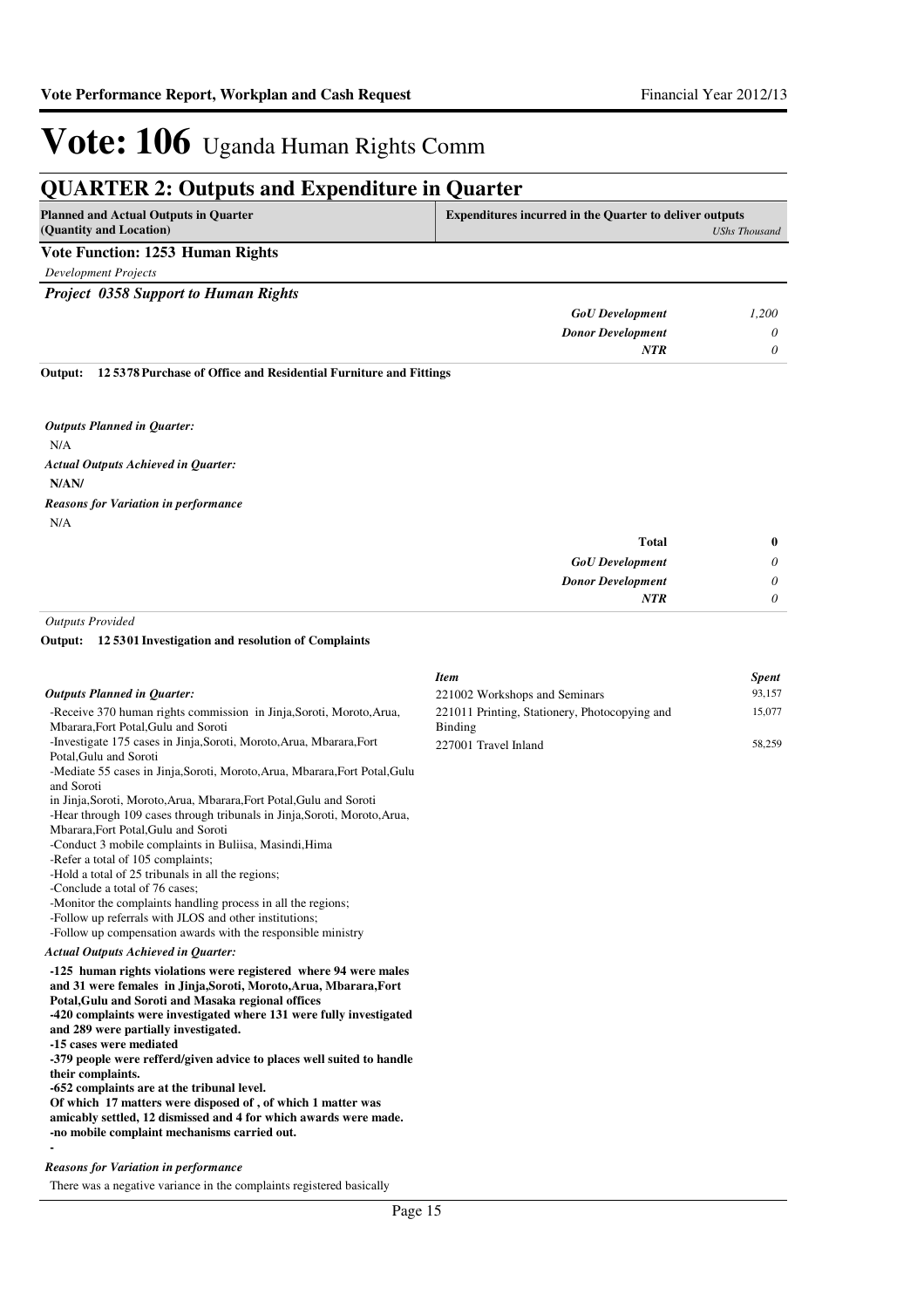# Vote: 106 Uganda Human Rights Comm

## QUARTER 2: Outputs and Expenditure in Quarter

| Planned and Actual Outputs in Quarter (Quantity and Location) | Expenditures incurred in the Quarter to deliver outputs *UShs Thousand* |
|---|---|

### Vote Function: 1253 Human Rights

*Development Projects*

#### *Project 0358 Support to Human Rights*

| | |
|---|---|
| *GoU Development* | *1,200* |
| *Donor Development* | *0* |
| *NTR* | *0* |

**Output: 12 5378 Purchase of Office and Residential Furniture and Fittings**

*Outputs Planned in Quarter:*

N/A

*Actual Outputs Achieved in Quarter:*

**N/AN/**

*Reasons for Variation in performance*

N/A

| | |
|---|---|
| **Total** | **0** |
| *GoU Development* | *0* |
| *Donor Development* | *0* |
| *NTR* | *0* |

*Outputs Provided*

**Output: 12 5301 Investigation and resolution of Complaints**

| *Item* | *Spent* |
|---|---|
| 221002 Workshops and Seminars | 93,157 |
| 221011 Printing, Stationery, Photocopying and Binding | 15,077 |
| 227001 Travel Inland | 58,259 |

*Outputs Planned in Quarter:*

-Receive 370 human rights commission in Jinja,Soroti, Moroto,Arua, Mbarara,Fort Potal,Gulu and Soroti
-Investigate 175 cases in Jinja,Soroti, Moroto,Arua, Mbarara,Fort Potal,Gulu and Soroti
-Mediate 55 cases in Jinja,Soroti, Moroto,Arua, Mbarara,Fort Potal,Gulu and Soroti
in Jinja,Soroti, Moroto,Arua, Mbarara,Fort Potal,Gulu and Soroti
-Hear through 109 cases through tribunals in Jinja,Soroti, Moroto,Arua, Mbarara,Fort Potal,Gulu and Soroti
-Conduct 3 mobile complaints in Buliisa, Masindi,Hima
-Refer a total of 105 complaints;
-Hold a total of 25 tribunals in all the regions;
-Conclude a total of 76 cases;
-Monitor the complaints handling process in all the regions;
-Follow up referrals with JLOS and other institutions;
-Follow up compensation awards with the responsible ministry

*Actual Outputs Achieved in Quarter:*

**-125 human rights violations were registered where 94 were males and 31 were females in Jinja,Soroti, Moroto,Arua, Mbarara,Fort Potal,Gulu and Soroti and Masaka regional offices**
**-420 complaints were investigated where 131 were fully investigated and 289 were partially investigated.**
**-15 cases were mediated**
**-379 people were refferd/given advice to places well suited to handle their complaints.**
**-652 complaints are at the tribunal level.**
**Of which 17 matters were disposed of , of which 1 matter was amicably settled, 12 dismissed and 4 for which awards were made.**
**-no mobile complaint mechanisms carried out.**
**-**

*Reasons for Variation in performance*

There was a negative variance in the complaints registered basically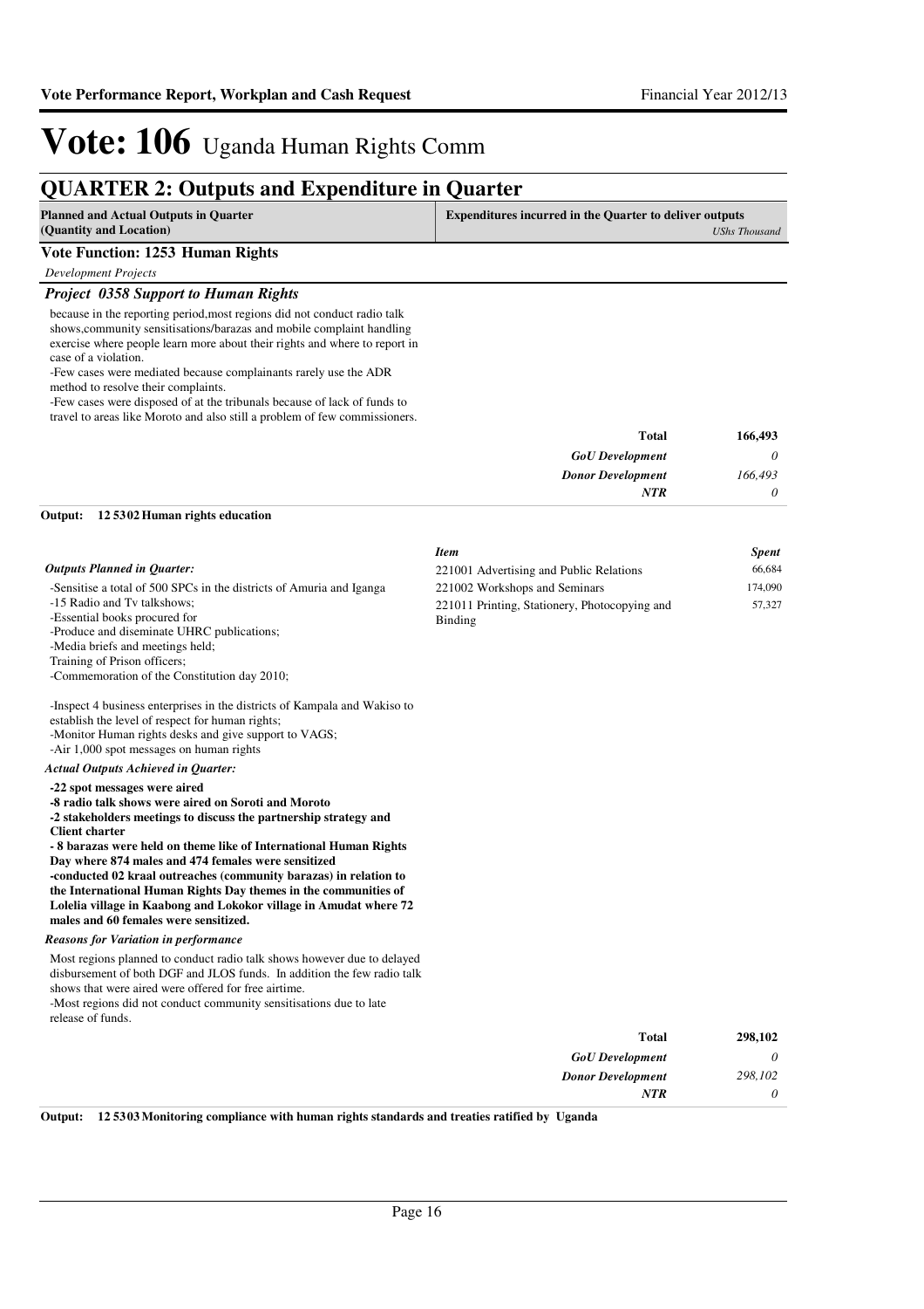# Vote: 106 Uganda Human Rights Comm

## QUARTER 2: Outputs and Expenditure in Quarter

| Planned and Actual Outputs in Quarter (Quantity and Location) | Expenditures incurred in the Quarter to deliver outputs *UShs Thousand* |
|---|---|

### Vote Function: 1253 Human Rights

*Development Projects*

#### *Project 0358 Support to Human Rights*

because in the reporting period,most regions did not conduct radio talk shows,community sensitisations/barazas and mobile complaint handling exercise where people learn more about their rights and where to report in case of a violation.
-Few cases were mediated because complainants rarely use the ADR method to resolve their complaints.
-Few cases were disposed of at the tribunals because of lack of funds to travel to areas like Moroto and also still a problem of few commissioners.

| | |
|---|---|
| **Total** | **166,493** |
| ***GoU Development*** | *0* |
| ***Donor Development*** | *166,493* |
| ***NTR*** | *0* |

**Output: 12 5302 Human rights education**

*Outputs Planned in Quarter:*

-Sensitise a total of 500 SPCs in the districts of Amuria and Iganga
-15 Radio and Tv talkshows;
-Essential books procured for
-Produce and diseminate UHRC publications;
-Media briefs and meetings held;
Training of Prison officers;
-Commemoration of the Constitution day 2010;

-Inspect 4 business enterprises in the districts of Kampala and Wakiso to establish the level of respect for human rights;
-Monitor Human rights desks and give support to VAGS;
-Air 1,000 spot messages on human rights

| *Item* | *Spent* |
|---|---|
| 221001 Advertising and Public Relations | 66,684 |
| 221002 Workshops and Seminars | 174,090 |
| 221011 Printing, Stationery, Photocopying and Binding | 57,327 |

*Actual Outputs Achieved in Quarter:*

**-22 spot messages were aired**
**-8 radio talk shows were aired on Soroti and Moroto**
**-2 stakeholders meetings to discuss the partnership strategy and Client charter**
**- 8 barazas were held on theme like of International Human Rights Day where 874 males and 474 females were sensitized**
**-conducted 02 kraal outreaches (community barazas) in relation to the International Human Rights Day themes in the communities of Lolelia village in Kaabong and Lokokor village in Amudat where 72 males and 60 females were sensitized.**

*Reasons for Variation in performance*

Most regions planned to conduct radio talk shows however due to delayed disbursement of both DGF and JLOS funds. In addition the few radio talk shows that were aired were offered for free airtime.
-Most regions did not conduct community sensitisations due to late release of funds.

| | |
|---|---|
| **Total** | **298,102** |
| ***GoU Development*** | *0* |
| ***Donor Development*** | *298,102* |
| ***NTR*** | *0* |

**Output: 12 5303 Monitoring compliance with human rights standards and treaties ratified by Uganda**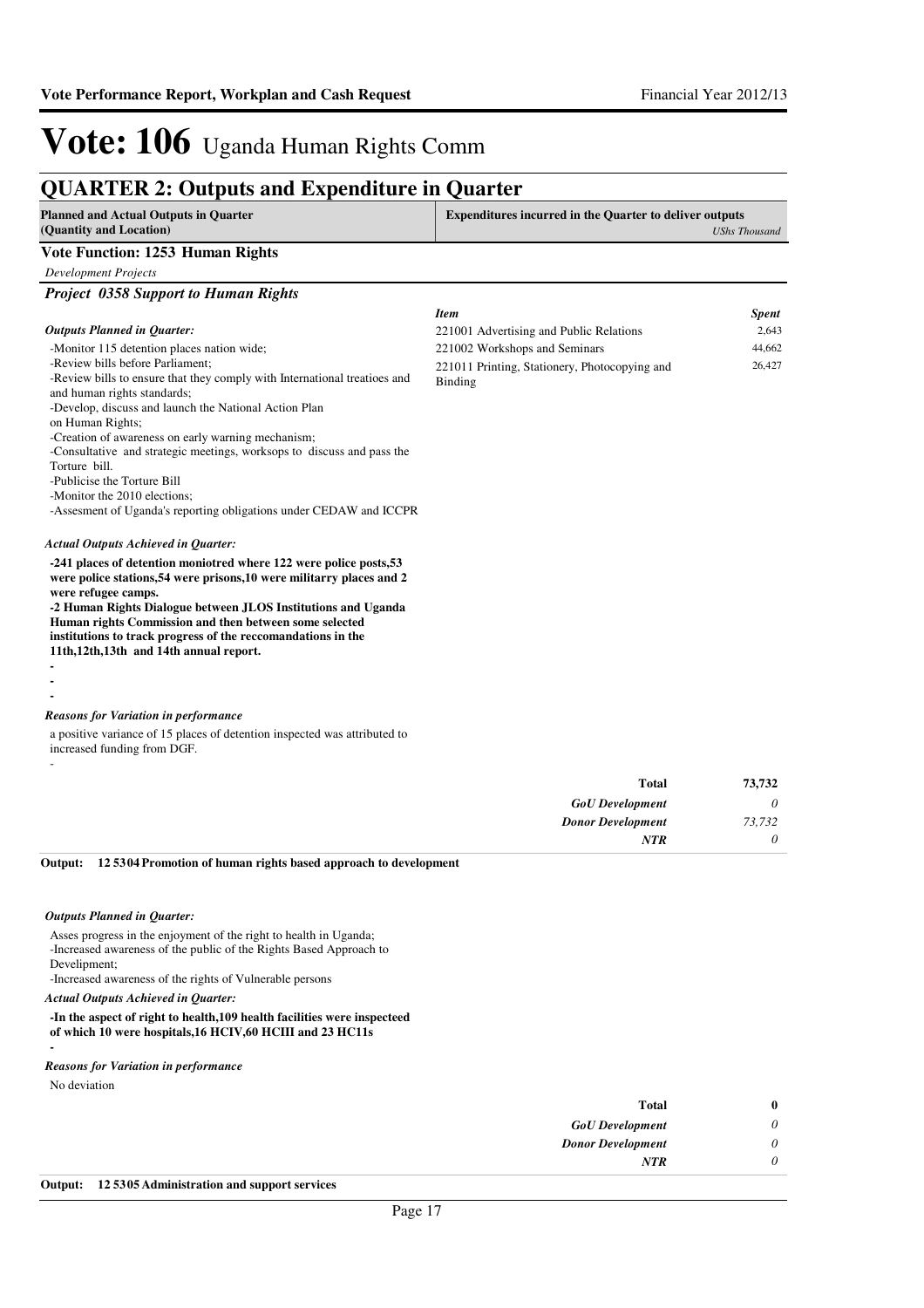# Vote: 106 Uganda Human Rights Comm

## QUARTER 2: Outputs and Expenditure in Quarter

| Planned and Actual Outputs in Quarter (Quantity and Location) | Expenditures incurred in the Quarter to deliver outputs *UShs Thousand* |
|---|---|

### Vote Function: 1253 Human Rights

*Development Projects*

#### *Project 0358 Support to Human Rights*

***Outputs Planned in Quarter:***

-Monitor 115 detention places nation wide;
-Review bills before Parliament;
-Review bills to ensure that they comply with International treatioes and and human rights standards;
-Develop, discuss and launch the National Action Plan on Human Rights;
-Creation of awareness on early warning mechanism;
-Consultative and strategic meetings, worksops to discuss and pass the Torture bill.
-Publicise the Torture Bill
-Monitor the 2010 elections;
-Assesment of Uganda's reporting obligations under CEDAW and ICCPR

***Actual Outputs Achieved in Quarter:***

**-241 places of detention moniotred where 122 were police posts,53 were police stations,54 were prisons,10 were militarry places and 2 were refugee camps.**
**-2 Human Rights Dialogue between JLOS Institutions and Uganda Human rights Commission and then between some selected institutions to track progress of the reccomandations in the 11th,12th,13th and 14th annual report.**
**-**
**-**
**-**

***Reasons for Variation in performance***

a positive variance of 15 places of detention inspected was attributed to increased funding from DGF.
-

| *Item* | *Spent* |
|---|---|
| 221001 Advertising and Public Relations | 2,643 |
| 221002 Workshops and Seminars | 44,662 |
| 221011 Printing, Stationery, Photocopying and Binding | 26,427 |
| **Total** | **73,732** |
| ***GoU Development*** | *0* |
| ***Donor Development*** | *73,732* |
| ***NTR*** | *0* |

**Output: 12 5304 Promotion of human rights based approach to development**

***Outputs Planned in Quarter:***

Asses progress in the enjoyment of the right to health in Uganda;
-Increased awareness of the public of the Rights Based Approach to Develipment;
-Increased awareness of the rights of Vulnerable persons

***Actual Outputs Achieved in Quarter:***

**-In the aspect of right to health,109 health facilities were inspecteed of which 10 were hospitals,16 HCIV,60 HCIII and 23 HC11s**
**-**

***Reasons for Variation in performance***

No deviation

| | |
|---|---|
| **Total** | **0** |
| ***GoU Development*** | *0* |
| ***Donor Development*** | *0* |
| ***NTR*** | *0* |

**Output: 12 5305 Administration and support services**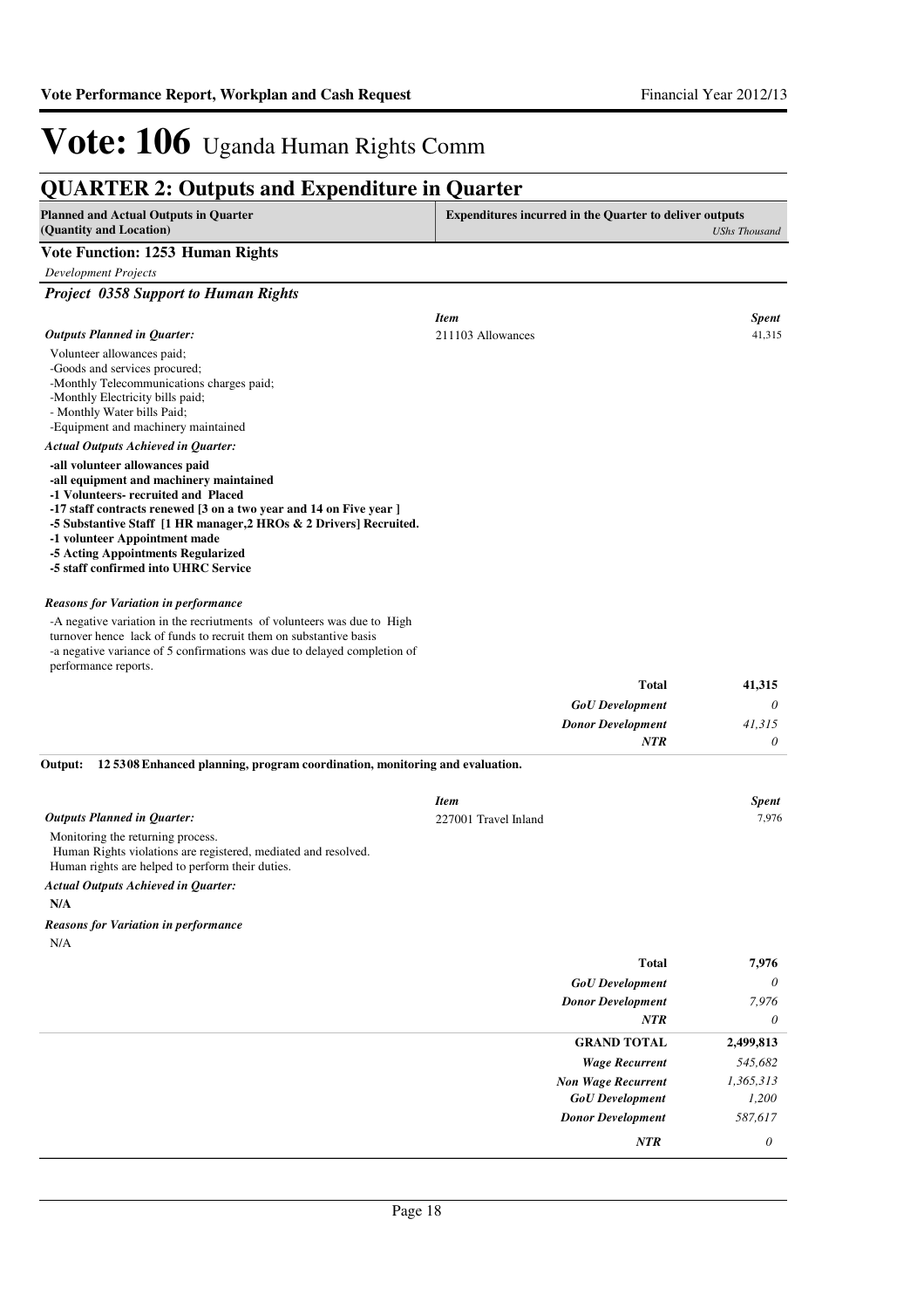# Vote: 106 Uganda Human Rights Comm

## QUARTER 2: Outputs and Expenditure in Quarter

| Planned and Actual Outputs in Quarter (Quantity and Location) | Expenditures incurred in the Quarter to deliver outputs | *UShs Thousand* |
|---|---|---|

### Vote Function: 1253 Human Rights

*Development Projects*

#### *Project 0358 Support to Human Rights*

***Outputs Planned in Quarter:***

Volunteer allowances paid;
-Goods and services procured;
-Monthly Telecommunications charges paid;
-Monthly Electricity bills paid;
- Monthly Water bills Paid;
-Equipment and machinery maintained

***Actual Outputs Achieved in Quarter:***

**-all volunteer allowances paid**
**-all equipment and machinery maintained**
**-1 Volunteers- recruited and Placed**
**-17 staff contracts renewed [3 on a two year and 14 on Five year ]**
**-5 Substantive Staff [1 HR manager,2 HROs & 2 Drivers] Recruited.**
**-1 volunteer Appointment made**
**-5 Acting Appointments Regularized**
**-5 staff confirmed into UHRC Service**

***Reasons for Variation in performance***

-A negative variation in the recriutments of volunteers was due to High turnover hence lack of funds to recruit them on substantive basis
-a negative variance of 5 confirmations was due to delayed completion of performance reports.

| *Item* | *Spent* |
|---|---|
| 211103 Allowances | 41,315 |
| **Total** | **41,315** |
| *GoU Development* | *0* |
| *Donor Development* | *41,315* |
| *NTR* | *0* |

**Output: 12 5308 Enhanced planning, program coordination, monitoring and evaluation.**

***Outputs Planned in Quarter:***

Monitoring the returning process.
Human Rights violations are registered, mediated and resolved.
Human rights are helped to perform their duties.

***Actual Outputs Achieved in Quarter:***

**N/A**

***Reasons for Variation in performance***

N/A

| *Item* | *Spent* |
|---|---|
| 227001 Travel Inland | 7,976 |
| **Total** | **7,976** |
| *GoU Development* | *0* |
| *Donor Development* | *7,976* |
| *NTR* | *0* |

| | |
|---|---|
| **GRAND TOTAL** | **2,499,813** |
| *Wage Recurrent* | *545,682* |
| *Non Wage Recurrent* | *1,365,313* |
| *GoU Development* | *1,200* |
| *Donor Development* | *587,617* |
| *NTR* | *0* |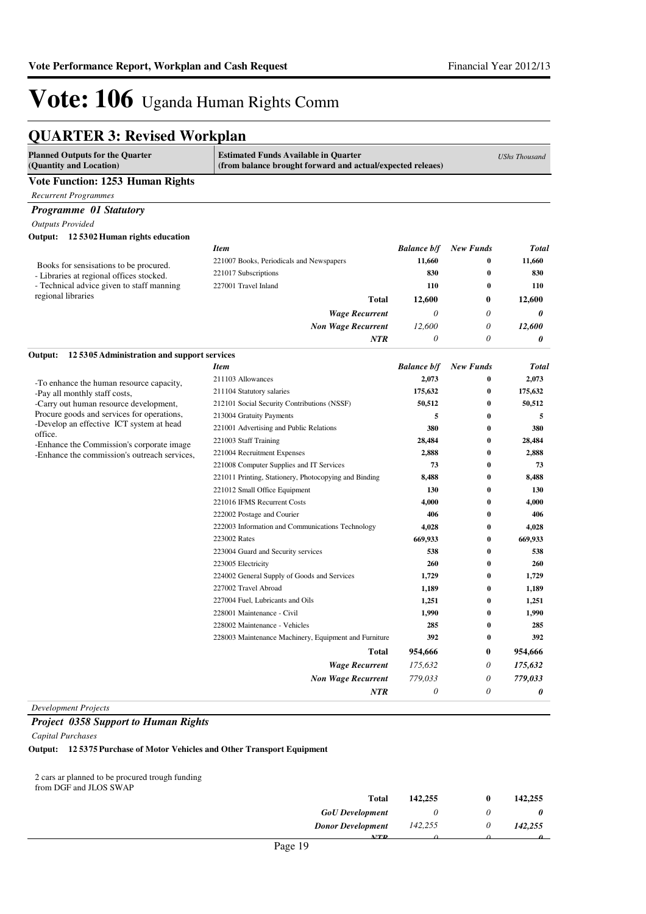# Vote: 106 Uganda Human Rights Comm

## QUARTER 3: Revised Workplan

| Planned Outputs for the Quarter (Quantity and Location) | Estimated Funds Available in Quarter (from balance brought forward and actual/expected releaes) | | | USh Thousand |
|---|---|---|---|---|

### Vote Function: 1253 Human Rights

*Recurrent Programmes*

#### *Programme 01 Statutory*

*Outputs Provided*

**Output: 12 5302 Human rights education**

| Planned Outputs | *Item* | *Balance b/f* | *New Funds* | *Total* |
|---|---|---|---|---|
| Books for sensisations to be procured.<br>- Libraries at regional offices stocked.<br>- Technical advice given to staff manning regional libraries | 221007 Books, Periodicals and Newspapers | 11,660 | 0 | 11,660 |
| | 221017 Subscriptions | 830 | 0 | 830 |
| | 227001 Travel Inland | 110 | 0 | 110 |
| | **Total** | **12,600** | **0** | **12,600** |
| | ***Wage Recurrent*** | *0* | *0* | ***0*** |
| | ***Non Wage Recurrent*** | *12,600* | *0* | ***12,600*** |
| | ***NTR*** | *0* | *0* | ***0*** |

**Output: 12 5305 Administration and support services**

| Planned Outputs | *Item* | *Balance b/f* | *New Funds* | *Total* |
|---|---|---|---|---|
| -To enhance the human resource capacity,<br>-Pay all monthly staff costs,<br>-Carry out human resource development, Procure goods and services for operations,<br>-Develop an effective ICT system at head office.<br>-Enhance the Commission's corporate image<br>-Enhance the commission's outreach services, | 211103 Allowances | 2,073 | 0 | 2,073 |
| | 211104 Statutory salaries | 175,632 | 0 | 175,632 |
| | 212101 Social Security Contributions (NSSF) | 50,512 | 0 | 50,512 |
| | 213004 Gratuity Payments | 5 | 0 | 5 |
| | 221001 Advertising and Public Relations | 380 | 0 | 380 |
| | 221003 Staff Training | 28,484 | 0 | 28,484 |
| | 221004 Recruitment Expenses | 2,888 | 0 | 2,888 |
| | 221008 Computer Supplies and IT Services | 73 | 0 | 73 |
| | 221011 Printing, Stationery, Photocopying and Binding | 8,488 | 0 | 8,488 |
| | 221012 Small Office Equipment | 130 | 0 | 130 |
| | 221016 IFMS Recurrent Costs | 4,000 | 0 | 4,000 |
| | 222002 Postage and Courier | 406 | 0 | 406 |
| | 222003 Information and Communications Technology | 4,028 | 0 | 4,028 |
| | 223002 Rates | 669,933 | 0 | 669,933 |
| | 223004 Guard and Security services | 538 | 0 | 538 |
| | 223005 Electricity | 260 | 0 | 260 |
| | 224002 General Supply of Goods and Services | 1,729 | 0 | 1,729 |
| | 227002 Travel Abroad | 1,189 | 0 | 1,189 |
| | 227004 Fuel, Lubricants and Oils | 1,251 | 0 | 1,251 |
| | 228001 Maintenance - Civil | 1,990 | 0 | 1,990 |
| | 228002 Maintenance - Vehicles | 285 | 0 | 285 |
| | 228003 Maintenance Machinery, Equipment and Furniture | 392 | 0 | 392 |
| | **Total** | **954,666** | **0** | **954,666** |
| | ***Wage Recurrent*** | *175,632* | *0* | ***175,632*** |
| | ***Non Wage Recurrent*** | *779,033* | *0* | ***779,033*** |
| | ***NTR*** | *0* | *0* | ***0*** |

*Development Projects*

#### *Project 0358 Support to Human Rights*

*Capital Purchases*

**Output: 12 5375 Purchase of Motor Vehicles and Other Transport Equipment**

| Planned Outputs | | *Balance b/f* | *New Funds* | *Total* |
|---|---|---|---|---|
| 2 cars ar planned to be procured trough funding from DGF and JLOS SWAP | **Total** | **142,255** | **0** | **142,255** |
| | ***GoU Development*** | *0* | *0* | ***0*** |
| | ***Donor Development*** | *142,255* | *0* | ***142,255*** |
| | ***NTR*** | *0* | *0* | ***0*** |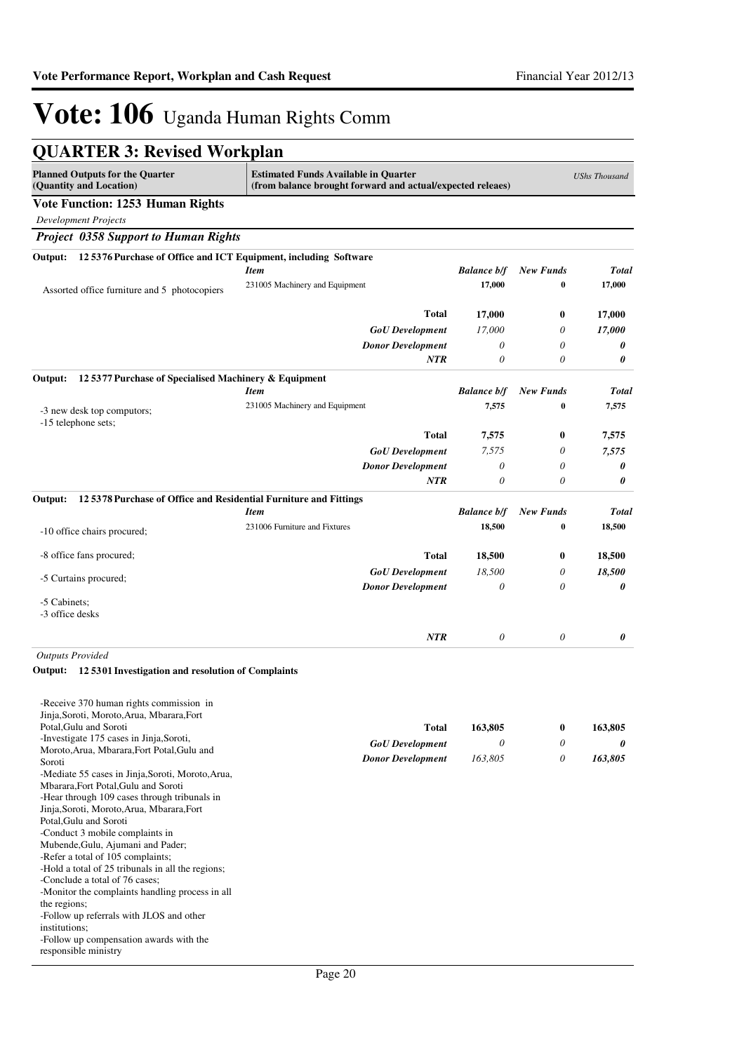# Vote: 106 Uganda Human Rights Comm

## QUARTER 3: Revised Workplan

| Planned Outputs for the Quarter (Quantity and Location) | Estimated Funds Available in Quarter (from balance brought forward and actual/expected releaes) | | | USh Thousand |
|---|---|---|---|---|

**Vote Function: 1253 Human Rights**

*Development Projects*

***Project 0358 Support to Human Rights***

**Output: 12 5376 Purchase of Office and ICT Equipment, including Software**

| | Item | Balance b/f | New Funds | Total |
|---|---|---|---|---|
| Assorted office furniture and 5 photocopiers | 231005 Machinery and Equipment | 17,000 | 0 | 17,000 |
| | **Total** | **17,000** | **0** | **17,000** |
| | *GoU Development* | *17,000* | *0* | ***17,000*** |
| | *Donor Development* | *0* | *0* | ***0*** |
| | *NTR* | *0* | *0* | ***0*** |

**Output: 12 5377 Purchase of Specialised Machinery & Equipment**

| | Item | Balance b/f | New Funds | Total |
|---|---|---|---|---|
| -3 new desk top computors;<br>-15 telephone sets; | 231005 Machinery and Equipment | 7,575 | 0 | 7,575 |
| | **Total** | **7,575** | **0** | **7,575** |
| | *GoU Development* | *7,575* | *0* | ***7,575*** |
| | *Donor Development* | *0* | *0* | ***0*** |
| | *NTR* | *0* | *0* | ***0*** |

**Output: 12 5378 Purchase of Office and Residential Furniture and Fittings**

| | Item | Balance b/f | New Funds | Total |
|---|---|---|---|---|
| -10 office chairs procured; | 231006 Furniture and Fixtures | 18,500 | 0 | 18,500 |
| -8 office fans procured; | **Total** | **18,500** | **0** | **18,500** |
| -5 Curtains procured; | *GoU Development* | *18,500* | *0* | ***18,500*** |
| | *Donor Development* | *0* | *0* | ***0*** |
| -5 Cabinets;<br>-3 office desks | | | | |
| | *NTR* | *0* | *0* | ***0*** |

*Outputs Provided*

**Output: 12 5301 Investigation and resolution of Complaints**

| | Item | Balance b/f | New Funds | Total |
|---|---|---|---|---|
| -Receive 370 human rights commission in Jinja,Soroti, Moroto,Arua, Mbarara,Fort Potal,Gulu and Soroti<br>-Investigate 175 cases in Jinja,Soroti, Moroto,Arua, Mbarara,Fort Potal,Gulu and Soroti<br>-Mediate 55 cases in Jinja,Soroti, Moroto,Arua, Mbarara,Fort Potal,Gulu and Soroti<br>-Hear through 109 cases through tribunals in Jinja,Soroti, Moroto,Arua, Mbarara,Fort Potal,Gulu and Soroti<br>-Conduct 3 mobile complaints in Mubende,Gulu, Ajumani and Pader;<br>-Refer a total of 105 complaints;<br>-Hold a total of 25 tribunals in all the regions;<br>-Conclude a total of 76 cases;<br>-Monitor the complaints handling process in all the regions;<br>-Follow up referrals with JLOS and other institutions;<br>-Follow up compensation awards with the responsible ministry | **Total** | **163,805** | **0** | **163,805** |
| | *GoU Development* | *0* | *0* | ***0*** |
| | *Donor Development* | *163,805* | *0* | ***163,805*** |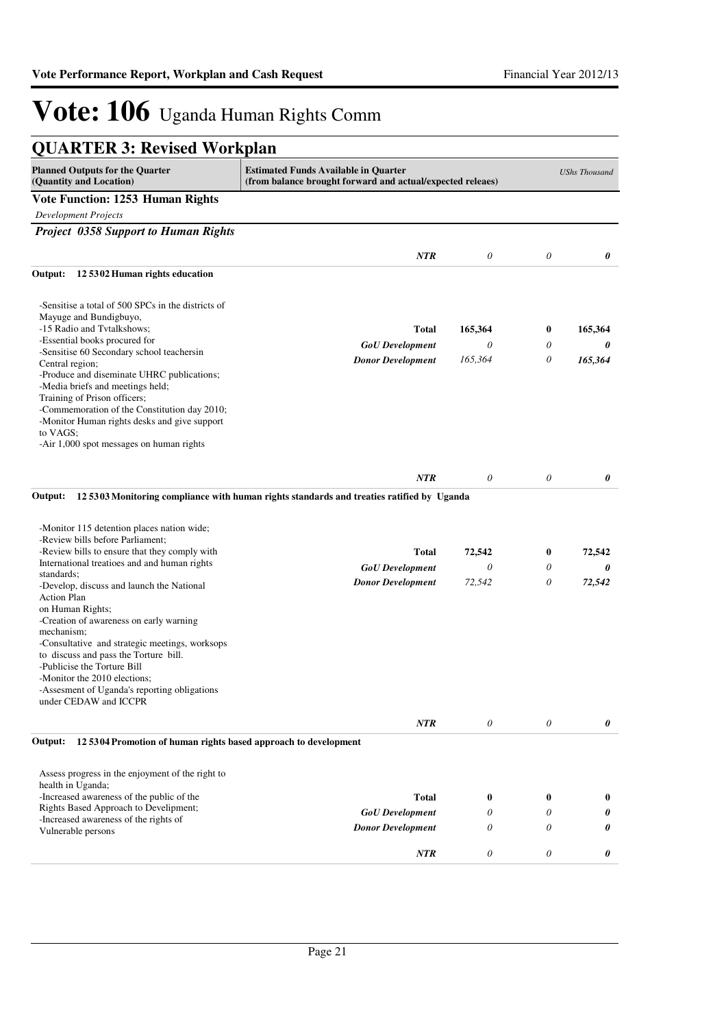# Vote: 106 Uganda Human Rights Comm

## QUARTER 3: Revised Workplan

| Planned Outputs for the Quarter (Quantity and Location) | Estimated Funds Available in Quarter (from balance brought forward and actual/expected releaes) | | | UShs Thousand |
|---|---|---|---|---|

**Vote Function: 1253 Human Rights**

*Development Projects*

***Project 0358 Support to Human Rights***

| | | | | |
|---|---|---|---|---|
| | *NTR* | *0* | *0* | ***0*** |

**Output: 12 5302 Human rights education**

| Planned Outputs | | | | |
|---|---|---|---|---|
| -Sensitise a total of 500 SPCs in the districts of Mayuge and Bundigbuyo,<br>-15 Radio and Tvtalkshows;<br>-Essential books procured for<br>-Sensitise 60 Secondary school teachersin Central region;<br>-Produce and diseminate UHRC publications;<br>-Media briefs and meetings held;<br>Training of Prison officers;<br>-Commemoration of the Constitution day 2010;<br>-Monitor Human rights desks and give support to VAGS;<br>-Air 1,000 spot messages on human rights | **Total** | **165,364** | **0** | **165,364** |
| | *GoU Development* | *0* | *0* | ***0*** |
| | *Donor Development* | *165,364* | *0* | ***165,364*** |
| | *NTR* | *0* | *0* | ***0*** |

**Output: 12 5303 Monitoring compliance with human rights standards and treaties ratified by Uganda**

| Planned Outputs | | | | |
|---|---|---|---|---|
| -Monitor 115 detention places nation wide;<br>-Review bills before Parliament;<br>-Review bills to ensure that they comply with International treatioes and and human rights standards;<br>-Develop, discuss and launch the National Action Plan on Human Rights;<br>-Creation of awareness on early warning mechanism;<br>-Consultative and strategic meetings, worksops to discuss and pass the Torture bill.<br>-Publicise the Torture Bill<br>-Monitor the 2010 elections;<br>-Assesment of Uganda's reporting obligations under CEDAW and ICCPR | **Total** | **72,542** | **0** | **72,542** |
| | *GoU Development* | *0* | *0* | ***0*** |
| | *Donor Development* | *72,542* | *0* | ***72,542*** |
| | *NTR* | *0* | *0* | ***0*** |

**Output: 12 5304 Promotion of human rights based approach to development**

| Planned Outputs | | | | |
|---|---|---|---|---|
| Assess progress in the enjoyment of the right to health in Uganda;<br>-Increased awareness of the public of the Rights Based Approach to Develipment;<br>-Increased awareness of the rights of Vulnerable persons | **Total** | **0** | **0** | **0** |
| | *GoU Development* | *0* | *0* | ***0*** |
| | *Donor Development* | *0* | *0* | ***0*** |
| | *NTR* | *0* | *0* | ***0*** |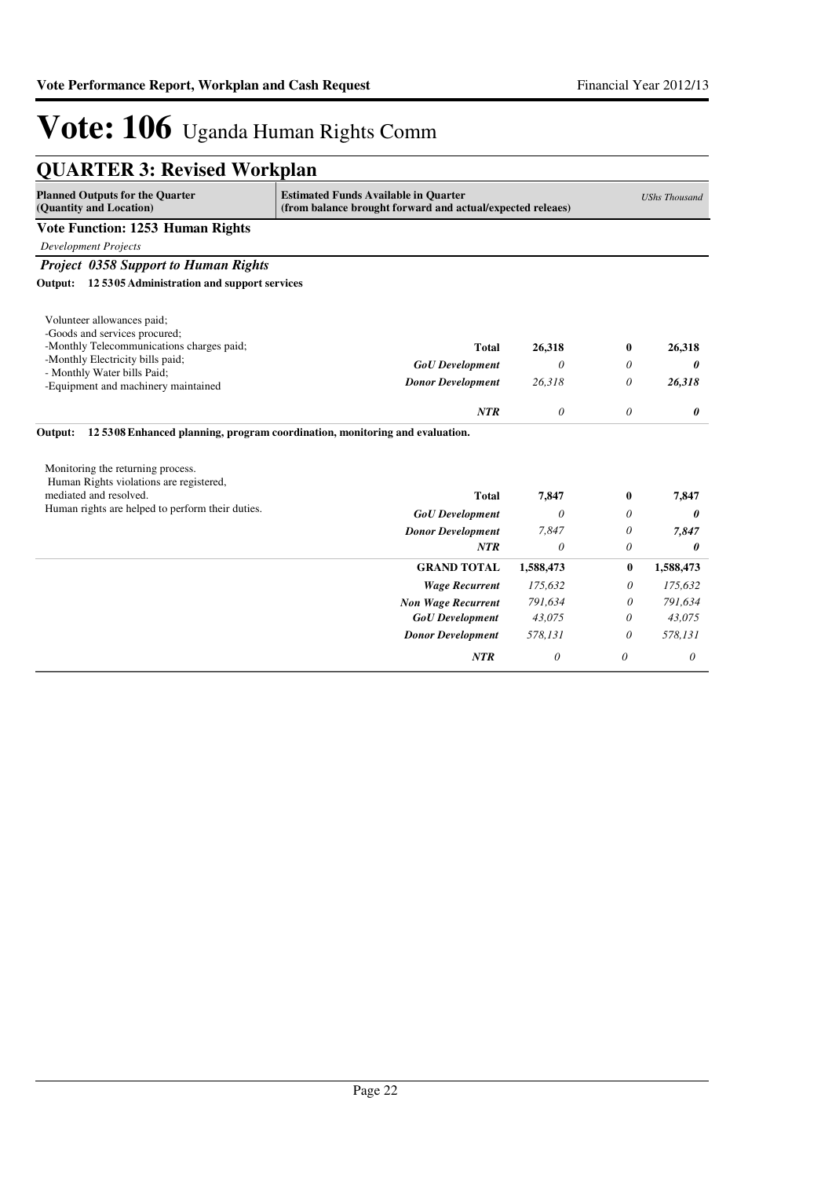# Vote: 106 Uganda Human Rights Comm

## QUARTER 3: Revised Workplan

| Planned Outputs for the Quarter (Quantity and Location) | Estimated Funds Available in Quarter (from balance brought forward and actual/expected releaes) | | | *UShs Thousand* |
|---|---|---|---|---|

**Vote Function: 1253 Human Rights**

*Development Projects*

***Project 0358 Support to Human Rights***

**Output: 12 5305 Administration and support services**

| Planned Outputs | | | | |
|---|---|---|---|---|
| Volunteer allowances paid;<br>-Goods and services procured;<br>-Monthly Telecommunications charges paid;<br>-Monthly Electricity bills paid;<br>- Monthly Water bills Paid;<br>-Equipment and machinery maintained | **Total** | **26,318** | **0** | **26,318** |
| | *GoU Development* | *0* | *0* | ***0*** |
| | *Donor Development* | *26,318* | *0* | ***26,318*** |
| | *NTR* | *0* | *0* | ***0*** |

**Output: 12 5308 Enhanced planning, program coordination, monitoring and evaluation.**

| Planned Outputs | | | | |
|---|---|---|---|---|
| Monitoring the returning process.<br>Human Rights violations are registered, mediated and resolved.<br>Human rights are helped to perform their duties. | **Total** | **7,847** | **0** | **7,847** |
| | *GoU Development* | *0* | *0* | ***0*** |
| | *Donor Development* | *7,847* | *0* | ***7,847*** |
| | *NTR* | *0* | *0* | ***0*** |

| | | | | |
|---|---|---|---|---|
| | **GRAND TOTAL** | **1,588,473** | **0** | **1,588,473** |
| | *Wage Recurrent* | *175,632* | *0* | *175,632* |
| | *Non Wage Recurrent* | *791,634* | *0* | *791,634* |
| | *GoU Development* | *43,075* | *0* | *43,075* |
| | *Donor Development* | *578,131* | *0* | *578,131* |
| | *NTR* | *0* | *0* | *0* |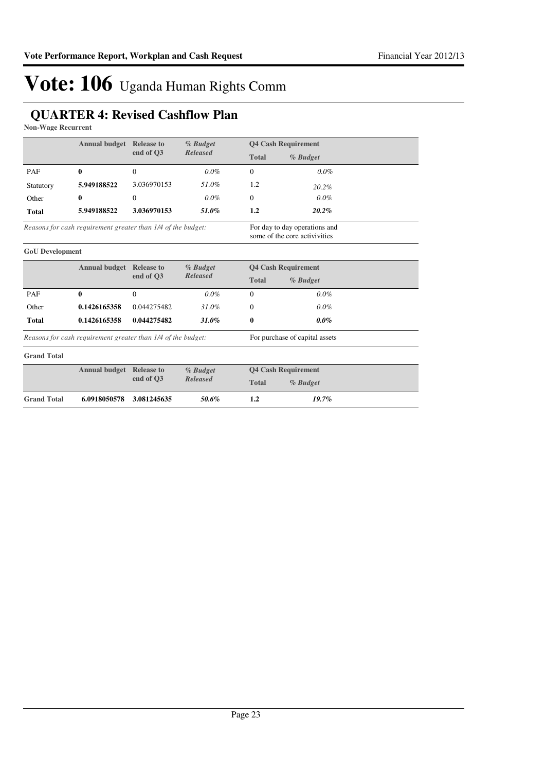# Vote: 106 Uganda Human Rights Comm

## QUARTER 4: Revised Cashflow Plan

**Non-Wage Recurrent**

| | Annual budget | Release to end of Q3 | *% Budget Released* | Q4 Cash Requirement | |
|---|---|---|---|---|---|
| | | | | Total | *% Budget* |
| PAF | **0** | 0 | *0.0%* | 0 | *0.0%* |
| Statutory | **5.949188522** | 3.036970153 | *51.0%* | 1.2 | *20.2%* |
| Other | **0** | 0 | *0.0%* | 0 | *0.0%* |
| **Total** | **5.949188522** | **3.036970153** | ***51.0%*** | **1.2** | ***20.2%*** |

*Reasons for cash requirement greater than 1/4 of the budget:* For day to day operations and some of the core activivities

**GoU Development**

| | Annual budget | Release to end of Q3 | *% Budget Released* | Q4 Cash Requirement | |
|---|---|---|---|---|---|
| | | | | Total | *% Budget* |
| PAF | **0** | 0 | *0.0%* | 0 | *0.0%* |
| Other | **0.1426165358** | 0.044275482 | *31.0%* | 0 | *0.0%* |
| **Total** | **0.1426165358** | **0.044275482** | ***31.0%*** | **0** | ***0.0%*** |

*Reasons for cash requirement greater than 1/4 of the budget:* For purchase of capital assets

**Grand Total**

| | Annual budget | Release to end of Q3 | *% Budget Released* | Q4 Cash Requirement | |
|---|---|---|---|---|---|
| | | | | Total | *% Budget* |
| **Grand Total** | **6.0918050578** | **3.081245635** | ***50.6%*** | **1.2** | ***19.7%*** |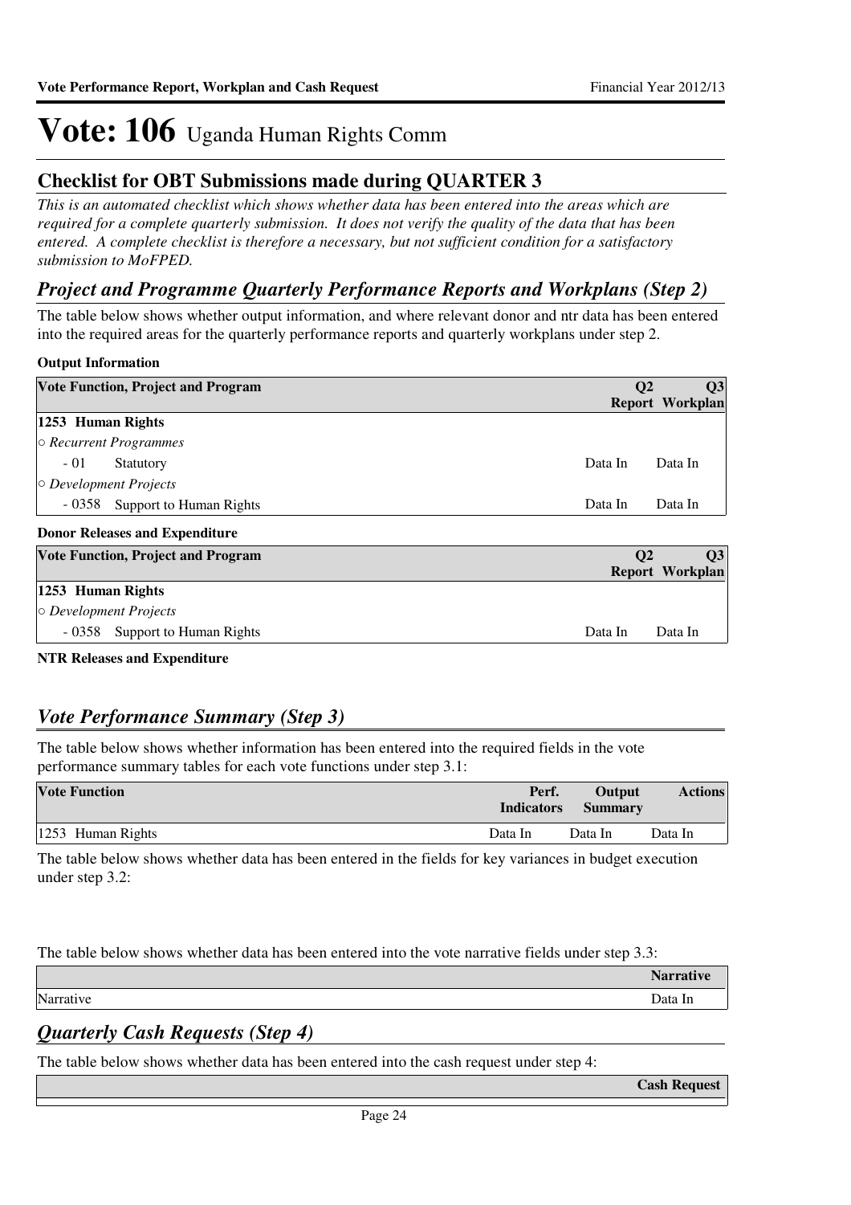# Vote: 106 Uganda Human Rights Comm

## Checklist for OBT Submissions made during QUARTER 3

*This is an automated checklist which shows whether data has been entered into the areas which are required for a complete quarterly submission. It does not verify the quality of the data that has been entered. A complete checklist is therefore a necessary, but not sufficient condition for a satisfactory submission to MoFPED.*

## *Project and Programme Quarterly Performance Reports and Workplans (Step 2)*

The table below shows whether output information, and where relevant donor and ntr data has been entered into the required areas for the quarterly performance reports and quarterly workplans under step 2.

**Output Information**

| Vote Function, Project and Program | Q2 Report | Q3 Workplan |
|---|---|---|
| **1253 Human Rights** | | |
| *○ Recurrent Programmes* | | |
| - 01 Statutory | Data In | Data In |
| *○ Development Projects* | | |
| - 0358 Support to Human Rights | Data In | Data In |

**Donor Releases and Expenditure**

| Vote Function, Project and Program | Q2 Report | Q3 Workplan |
|---|---|---|
| **1253 Human Rights** | | |
| *○ Development Projects* | | |
| - 0358 Support to Human Rights | Data In | Data In |

**NTR Releases and Expenditure**

## *Vote Performance Summary (Step 3)*

The table below shows whether information has been entered into the required fields in the vote performance summary tables for each vote functions under step 3.1:

| Vote Function | Perf. Indicators | Output Summary | Actions |
|---|---|---|---|
| 1253 Human Rights | Data In | Data In | Data In |

The table below shows whether data has been entered in the fields for key variances in budget execution under step 3.2:

The table below shows whether data has been entered into the vote narrative fields under step 3.3:

| | Narrative |
|---|---|
| Narrative | Data In |

## *Quarterly Cash Requests (Step 4)*

The table below shows whether data has been entered into the cash request under step 4:

| | Cash Request |
|---|---|
| | |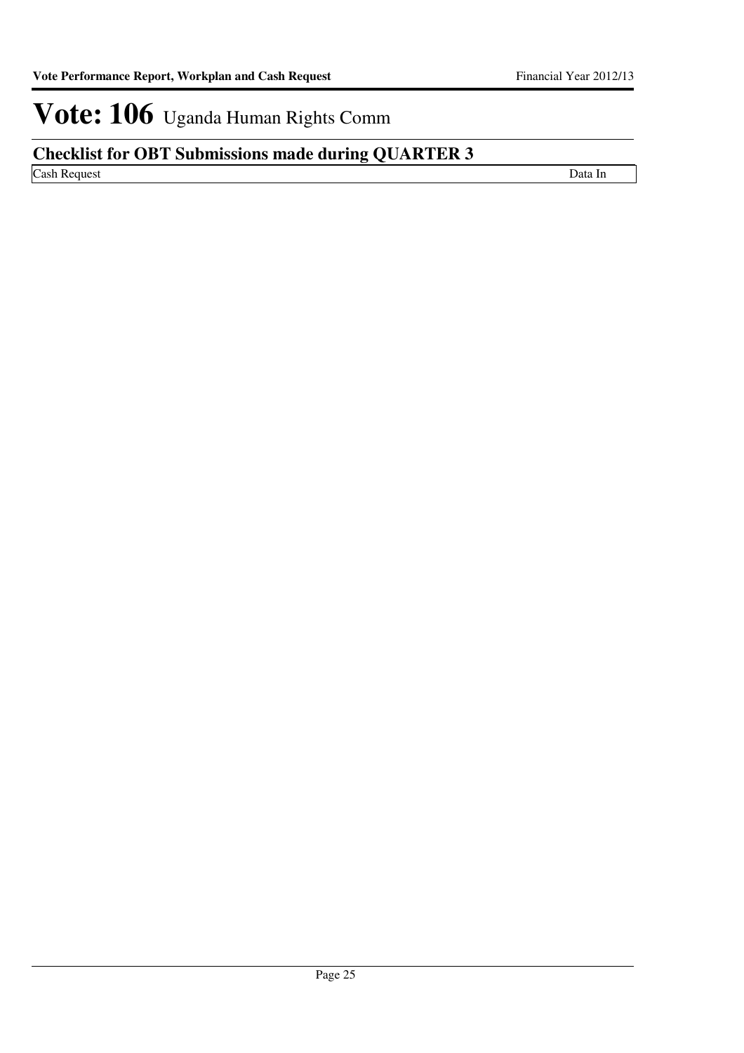# Vote: 106 Uganda Human Rights Comm

## Checklist for OBT Submissions made during QUARTER 3

| | |
|---|---|
| Cash Request | Data In |